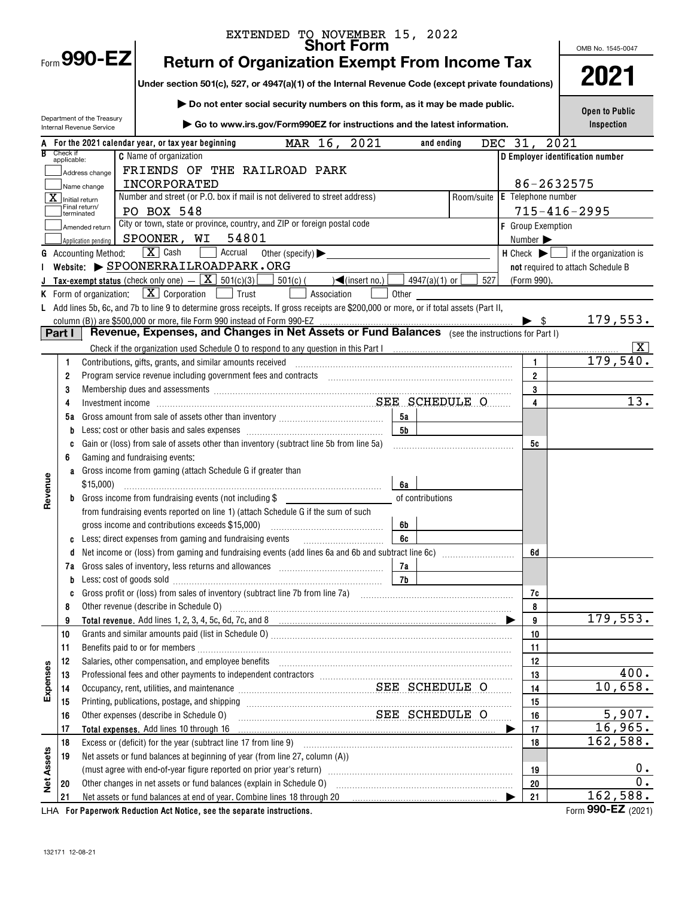EXTENDED TO NOVEMBER 15, 2022

Form **990-EZ**

# Short Form
# Return of Organization Exempt From Income Tax

**Under section 501(c), 527, or 4947(a)(1) of the Internal Revenue Code (except private foundations)**

▶ Do not enter social security numbers on this form, as it may be made public.

▶ Go to www.irs.gov/Form990EZ for instructions and the latest information.

Department of the Treasury
Internal Revenue Service

OMB No. 1545-0047

**2021**

**Open to Public Inspection**

**A** For the 2021 calendar year, or tax year beginning MAR 16, 2021 and ending DEC 31, 2021

**B** Check if applicable:
- [ ] Address change
- [ ] Name change
- [X] Initial return
- [ ] Final return/terminated
- [ ] Amended return
- [ ] Application pending

**C** Name of organization: FRIENDS OF THE RAILROAD PARK INCORPORATED

Number and street (or P.O. box if mail is not delivered to street address): PO BOX 548 — Room/suite:

City or town, state or province, country, and ZIP or foreign postal code: SPOONER, WI 54801

**D** Employer identification number: 86-2632575

**E** Telephone number: 715-416-2995

**F** Group Exemption Number ▶

**G** Accounting Method: [X] Cash [ ] Accrual Other (specify) ▶

**H** Check ▶ [ ] if the organization is **not** required to attach Schedule B (Form 990).

**I** Website: ▶ SPOONERRAILROADPARK.ORG

**J** Tax-exempt status (check only one) — [X] 501(c)(3) [ ] 501(c) ( ) ◀(insert no.) [ ] 4947(a)(1) or [ ] 527

**K** Form of organization: [X] Corporation [ ] Trust [ ] Association [ ] Other

**L** Add lines 5b, 6c, and 7b to line 9 to determine gross receipts. If gross receipts are $200,000 or more, or if total assets (Part II, column (B)) are $500,000 or more, file Form 990 instead of Form 990-EZ ▶ $ 179,553.

## Part I — Revenue, Expenses, and Changes in Net Assets or Fund Balances (see the instructions for Part I)

Check if the organization used Schedule O to respond to any question in this Part I [X]

| Section | Line | Description | Sub-line | Sub-amount | Line | Amount |
|---|---|---|---|---|---|---|
| Revenue | 1 | Contributions, gifts, grants, and similar amounts received | | | 1 | 179,540. |
| | 2 | Program service revenue including government fees and contracts | | | 2 | |
| | 3 | Membership dues and assessments | | | 3 | |
| | 4 | Investment income SEE SCHEDULE O | | | 4 | 13. |
| | 5a | Gross amount from sale of assets other than inventory | 5a | | | |
| | b | Less: cost or other basis and sales expenses | 5b | | | |
| | c | Gain or (loss) from sale of assets other than inventory (subtract line 5b from line 5a) | | | 5c | |
| | 6 | Gaming and fundraising events: | | | | |
| | a | Gross income from gaming (attach Schedule G if greater than $15,000) | 6a | | | |
| | b | Gross income from fundraising events (not including $ ______ of contributions from fundraising events reported on line 1) (attach Schedule G if the sum of such gross income and contributions exceeds $15,000) | 6b | | | |
| | c | Less: direct expenses from gaming and fundraising events | 6c | | | |
| | d | Net income or (loss) from gaming and fundraising events (add lines 6a and 6b and subtract line 6c) | | | 6d | |
| | 7a | Gross sales of inventory, less returns and allowances | 7a | | | |
| | b | Less: cost of goods sold | 7b | | | |
| | c | Gross profit or (loss) from sales of inventory (subtract line 7b from line 7a) | | | 7c | |
| | 8 | Other revenue (describe in Schedule O) | | | 8 | |
| | 9 | **Total revenue.** Add lines 1, 2, 3, 4, 5c, 6d, 7c, and 8 ▶ | | | 9 | 179,553. |
| Expenses | 10 | Grants and similar amounts paid (list in Schedule O) | | | 10 | |
| | 11 | Benefits paid to or for members | | | 11 | |
| | 12 | Salaries, other compensation, and employee benefits | | | 12 | |
| | 13 | Professional fees and other payments to independent contractors | | | 13 | 400. |
| | 14 | Occupancy, rent, utilities, and maintenance SEE SCHEDULE O | | | 14 | 10,658. |
| | 15 | Printing, publications, postage, and shipping | | | 15 | |
| | 16 | Other expenses (describe in Schedule O) SEE SCHEDULE O | | | 16 | 5,907. |
| | 17 | **Total expenses.** Add lines 10 through 16 ▶ | | | 17 | 16,965. |
| Net Assets | 18 | Excess or (deficit) for the year (subtract line 17 from line 9) | | | 18 | 162,588. |
| | 19 | Net assets or fund balances at beginning of year (from line 27, column (A)) (must agree with end-of-year figure reported on prior year's return) | | | 19 | 0. |
| | 20 | Other changes in net assets or fund balances (explain in Schedule O) | | | 20 | 0. |
| | 21 | Net assets or fund balances at end of year. Combine lines 18 through 20 ▶ | | | 21 | 162,588. |

LHA **For Paperwork Reduction Act Notice, see the separate instructions.**

Form **990-EZ** (2021)

132171 12-08-21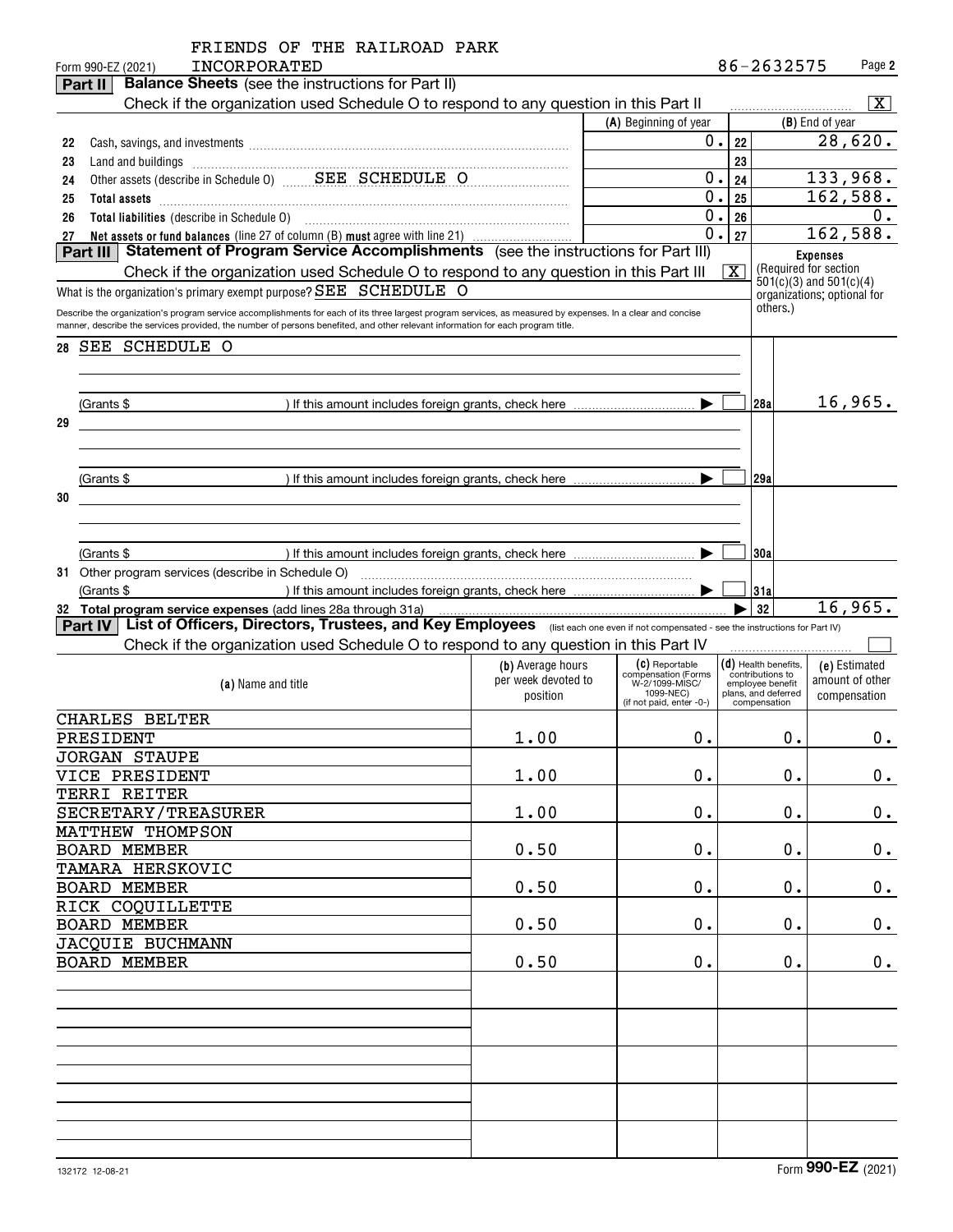FRIENDS OF THE RAILROAD PARK INCORPORATED

Form 990-EZ (2021) 86-2632575 Page **2**

**Part II** **Balance Sheets** (see the instructions for Part II)

Check if the organization used Schedule O to respond to any question in this Part II [X]

| | | (A) Beginning of year | | (B) End of year |
|---|---|---|---|---|
| 22 | Cash, savings, and investments | | 22 | 28,620. |
| 23 | Land and buildings | | 23 | |
| 24 | Other assets (describe in Schedule O) SEE SCHEDULE O | 0. | 24 | 133,968. |
| 25 | **Total assets** | 0. | 25 | 162,588. |
| 26 | **Total liabilities** (describe in Schedule O) | 0. | 26 | 0. |
| 27 | **Net assets or fund balances** (line 27 of column (B) **must** agree with line 21) | 0. | 27 | 162,588. |

Note: line 22 column (A) shows 0.

**Part III** **Statement of Program Service Accomplishments** (see the instructions for Part III)

Check if the organization used Schedule O to respond to any question in this Part III [X]

**Expenses** (Required for section 501(c)(3) and 501(c)(4) organizations; optional for others.)

What is the organization's primary exempt purpose? SEE SCHEDULE O

Describe the organization's program service accomplishments for each of its three largest program services, as measured by expenses. In a clear and concise manner, describe the services provided, the number of persons benefited, and other relevant information for each program title.

| | | | |
|---|---|---|---|
| 28 | SEE SCHEDULE O (Grants $ ) If this amount includes foreign grants, check here [ ] | 28a | 16,965. |
| 29 | (Grants $ ) If this amount includes foreign grants, check here [ ] | 29a | |
| 30 | (Grants $ ) If this amount includes foreign grants, check here [ ] | 30a | |
| 31 | Other program services (describe in Schedule O) (Grants $ ) If this amount includes foreign grants, check here [ ] | 31a | |
| 32 | **Total program service expenses** (add lines 28a through 31a) | 32 | 16,965. |

**Part IV** **List of Officers, Directors, Trustees, and Key Employees** (list each one even if not compensated - see the instructions for Part IV)

Check if the organization used Schedule O to respond to any question in this Part IV [ ]

| (a) Name and title | (b) Average hours per week devoted to position | (c) Reportable compensation (Forms W-2/1099-MISC/1099-NEC) (if not paid, enter -0-) | (d) Health benefits, contributions to employee benefit plans, and deferred compensation | (e) Estimated amount of other compensation |
|---|---|---|---|---|
| CHARLES BELTER<br>PRESIDENT | 1.00 | 0. | 0. | 0. |
| JORGAN STAUPE<br>VICE PRESIDENT | 1.00 | 0. | 0. | 0. |
| TERRI REITER<br>SECRETARY/TREASURER | 1.00 | 0. | 0. | 0. |
| MATTHEW THOMPSON<br>BOARD MEMBER | 0.50 | 0. | 0. | 0. |
| TAMARA HERSKOVIC<br>BOARD MEMBER | 0.50 | 0. | 0. | 0. |
| RICK COQUILLETTE<br>BOARD MEMBER | 0.50 | 0. | 0. | 0. |
| JACQUIE BUCHMANN<br>BOARD MEMBER | 0.50 | 0. | 0. | 0. |

132172 12-08-21 Form **990-EZ** (2021)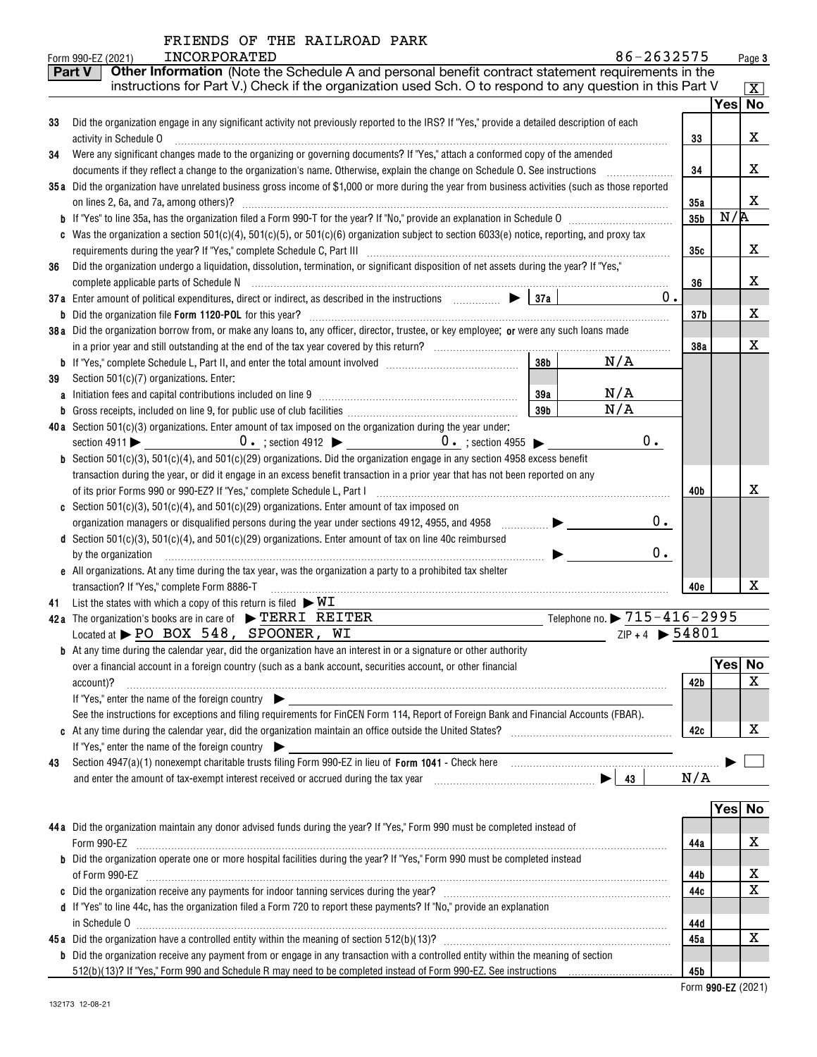FRIENDS OF THE RAILROAD PARK

Form 990-EZ (2021) INCORPORATED 86-2632575 Page 3

**Part V** **Other Information** (Note the Schedule A and personal benefit contract statement requirements in the instructions for Part V.) Check if the organization used Sch. O to respond to any question in this Part V [X]

| | | | Yes | No |
|---|---|---|---|---|
| 33 | Did the organization engage in any significant activity not previously reported to the IRS? If "Yes," provide a detailed description of each activity in Schedule O | 33 | | X |
| 34 | Were any significant changes made to the organizing or governing documents? If "Yes," attach a conformed copy of the amended documents if they reflect a change to the organization's name. Otherwise, explain the change on Schedule O. See instructions | 34 | | X |
| 35a | Did the organization have unrelated business gross income of $1,000 or more during the year from business activities (such as those reported on lines 2, 6a, and 7a, among others)? | 35a | | X |
| b | If "Yes" to line 35a, has the organization filed a Form 990-T for the year? If "No," provide an explanation in Schedule O | 35b | N/A | |
| c | Was the organization a section 501(c)(4), 501(c)(5), or 501(c)(6) organization subject to section 6033(e) notice, reporting, and proxy tax requirements during the year? If "Yes," complete Schedule C, Part III | 35c | | X |
| 36 | Did the organization undergo a liquidation, dissolution, termination, or significant disposition of net assets during the year? If "Yes," complete applicable parts of Schedule N | 36 | | X |
| 37a | Enter amount of political expenditures, direct or indirect, as described in the instructions ▶ 37a 0. | | | |
| b | Did the organization file **Form 1120-POL** for this year? | 37b | | X |
| 38a | Did the organization borrow from, or make any loans to, any officer, director, trustee, or key employee; **or** were any such loans made in a prior year and still outstanding at the end of the tax year covered by this return? | 38a | | X |
| b | If "Yes," complete Schedule L, Part II, and enter the total amount involved 38b N/A | | | |
| 39 | Section 501(c)(7) organizations. Enter: | | | |
| a | Initiation fees and capital contributions included on line 9 39a N/A | | | |
| b | Gross receipts, included on line 9, for public use of club facilities 39b N/A | | | |
| 40a | Section 501(c)(3) organizations. Enter amount of tax imposed on the organization during the year under: section 4911 ▶ 0. ; section 4912 ▶ 0. ; section 4955 ▶ 0. | | | |
| b | Section 501(c)(3), 501(c)(4), and 501(c)(29) organizations. Did the organization engage in any section 4958 excess benefit transaction during the year, or did it engage in an excess benefit transaction in a prior year that has not been reported on any of its prior Forms 990 or 990-EZ? If "Yes," complete Schedule L, Part I | 40b | | X |
| c | Section 501(c)(3), 501(c)(4), and 501(c)(29) organizations. Enter amount of tax imposed on organization managers or disqualified persons during the year under sections 4912, 4955, and 4958 ▶ 0. | | | |
| d | Section 501(c)(3), 501(c)(4), and 501(c)(29) organizations. Enter amount of tax on line 40c reimbursed by the organization ▶ 0. | | | |
| e | All organizations. At any time during the tax year, was the organization a party to a prohibited tax shelter transaction? If "Yes," complete Form 8886-T | 40e | | X |

41 List the states with which a copy of this return is filed ▶ WI

42a The organization's books are in care of ▶ TERRI REITER Telephone no. ▶ 715-416-2995

Located at ▶ PO BOX 548, SPOONER, WI ZIP + 4 ▶ 54801

| | | | Yes | No |
|---|---|---|---|---|
| b | At any time during the calendar year, did the organization have an interest in or a signature or other authority over a financial account in a foreign country (such as a bank account, securities account, or other financial account)? If "Yes," enter the name of the foreign country ▶ See the instructions for exceptions and filing requirements for FinCEN Form 114, Report of Foreign Bank and Financial Accounts (FBAR). | 42b | | X |
| c | At any time during the calendar year, did the organization maintain an office outside the United States? If "Yes," enter the name of the foreign country ▶ | 42c | | X |

43 Section 4947(a)(1) nonexempt charitable trusts filing Form 990-EZ in lieu of **Form 1041** - Check here ▶ [ ] and enter the amount of tax-exempt interest received or accrued during the tax year ▶ 43 N/A

| | | | Yes | No |
|---|---|---|---|---|
| 44a | Did the organization maintain any donor advised funds during the year? If "Yes," Form 990 must be completed instead of Form 990-EZ | 44a | | X |
| b | Did the organization operate one or more hospital facilities during the year? If "Yes," Form 990 must be completed instead of Form 990-EZ | 44b | | X |
| c | Did the organization receive any payments for indoor tanning services during the year? | 44c | | X |
| d | If "Yes" to line 44c, has the organization filed a Form 720 to report these payments? If "No," provide an explanation in Schedule O | 44d | | |
| 45a | Did the organization have a controlled entity within the meaning of section 512(b)(13)? | 45a | | X |
| b | Did the organization receive any payment from or engage in any transaction with a controlled entity within the meaning of section 512(b)(13)? If "Yes," Form 990 and Schedule R may need to be completed instead of Form 990-EZ. See instructions | 45b | | |

Form **990-EZ** (2021)

132173 12-08-21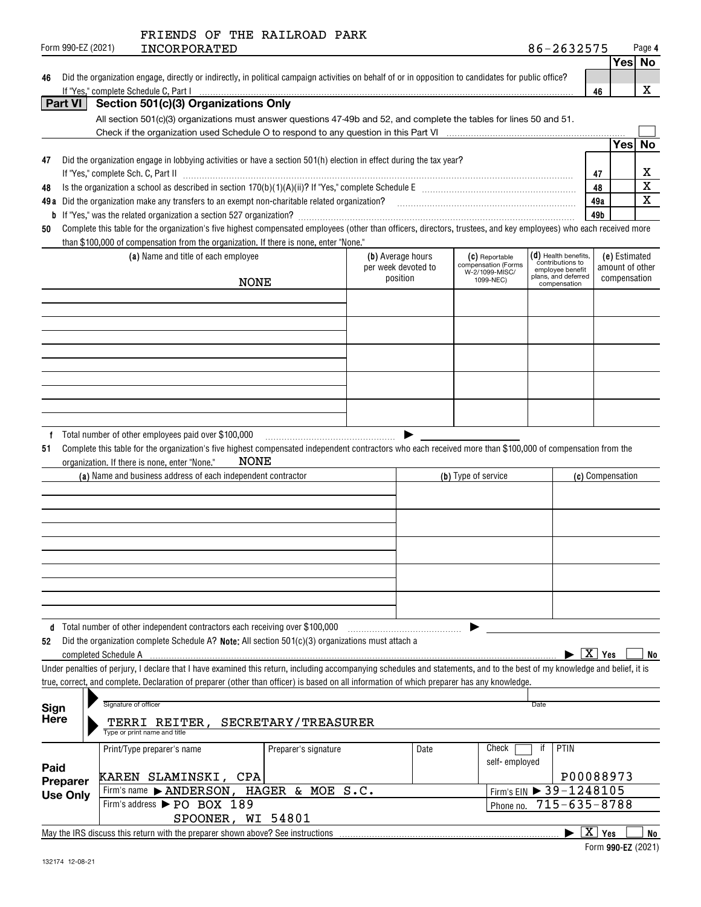Form 990-EZ (2021) FRIENDS OF THE RAILROAD PARK INCORPORATED 86-2632575 Page 4

| | | | Yes | No |
|---|---|---|---|---|
| 46 | Did the organization engage, directly or indirectly, in political campaign activities on behalf of or in opposition to candidates for public office? If "Yes," complete Schedule C, Part I | 46 | | X |

## Part VI Section 501(c)(3) Organizations Only

All section 501(c)(3) organizations must answer questions 47-49b and 52, and complete the tables for lines 50 and 51.

Check if the organization used Schedule O to respond to any question in this Part VI ☐

| | | | Yes | No |
|---|---|---|---|---|
| 47 | Did the organization engage in lobbying activities or have a section 501(h) election in effect during the tax year? If "Yes," complete Sch. C, Part II | 47 | | X |
| 48 | Is the organization a school as described in section 170(b)(1)(A)(ii)? If "Yes," complete Schedule E | 48 | | X |
| 49a | Did the organization make any transfers to an exempt non-charitable related organization? | 49a | | X |
| b | If "Yes," was the related organization a section 527 organization? | 49b | | |

**50** Complete this table for the organization's five highest compensated employees (other than officers, directors, trustees, and key employees) who each received more than $100,000 of compensation from the organization. If there is none, enter "None."

| (a) Name and title of each employee | (b) Average hours per week devoted to position | (c) Reportable compensation (Forms W-2/1099-MISC/1099-NEC) | (d) Health benefits, contributions to employee benefit plans, and deferred compensation | (e) Estimated amount of other compensation |
|---|---|---|---|---|
| NONE | | | | |

**f** Total number of other employees paid over $100,000 ▶

**51** Complete this table for the organization's five highest compensated independent contractors who each received more than $100,000 of compensation from the organization. If there is none, enter "None." NONE

| (a) Name and business address of each independent contractor | (b) Type of service | (c) Compensation |
|---|---|---|
| | | |

**d** Total number of other independent contractors each receiving over $100,000 ▶

**52** Did the organization complete Schedule A? **Note:** All section 501(c)(3) organizations must attach a completed Schedule A ▶ [X] Yes ☐ No

Under penalties of perjury, I declare that I have examined this return, including accompanying schedules and statements, and to the best of my knowledge and belief, it is true, correct, and complete. Declaration of preparer (other than officer) is based on all information of which preparer has any knowledge.

**Sign Here**

Signature of officer | Date

TERRI REITER, SECRETARY/TREASURER
Type or print name and title

**Paid Preparer Use Only**

| Print/Type preparer's name | Preparer's signature | Date | Check ☐ if self-employed | PTIN |
|---|---|---|---|---|
| KAREN SLAMINSKI, CPA | | | | P00088973 |
| Firm's name ▶ ANDERSON, HAGER & MOE S.C. | | | Firm's EIN ▶ 39-1248105 | |
| Firm's address ▶ PO BOX 189 SPOONER, WI 54801 | | | Phone no. 715-635-8788 | |

May the IRS discuss this return with the preparer shown above? See instructions ▶ [X] Yes ☐ No

Form **990-EZ** (2021)

132174 12-08-21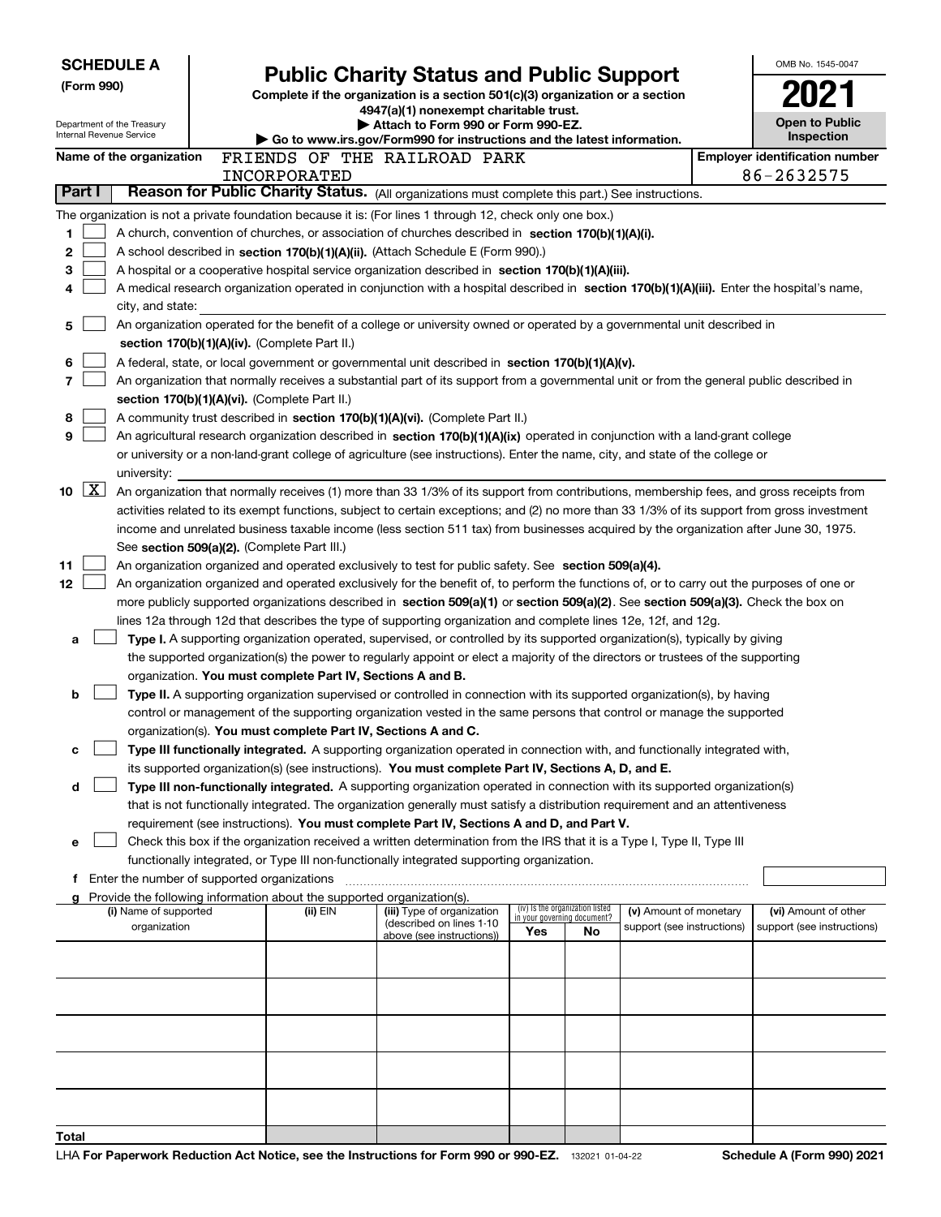**SCHEDULE A**
**(Form 990)**

Department of the Treasury
Internal Revenue Service

# Public Charity Status and Public Support

**Complete if the organization is a section 501(c)(3) organization or a section 4947(a)(1) nonexempt charitable trust.**
**▶ Attach to Form 990 or Form 990-EZ.**
**▶ Go to www.irs.gov/Form990 for instructions and the latest information.**

OMB No. 1545-0047

**2021**

**Open to Public Inspection**

**Name of the organization** FRIENDS OF THE RAILROAD PARK INCORPORATED

**Employer identification number** 86-2632575

**Part I** **Reason for Public Charity Status.** (All organizations must complete this part.) See instructions.

The organization is not a private foundation because it is: (For lines 1 through 12, check only one box.)

1 ☐ A church, convention of churches, or association of churches described in **section 170(b)(1)(A)(i).**

2 ☐ A school described in **section 170(b)(1)(A)(ii).** (Attach Schedule E (Form 990).)

3 ☐ A hospital or a cooperative hospital service organization described in **section 170(b)(1)(A)(iii).**

4 ☐ A medical research organization operated in conjunction with a hospital described in **section 170(b)(1)(A)(iii).** Enter the hospital's name, city, and state:

5 ☐ An organization operated for the benefit of a college or university owned or operated by a governmental unit described in **section 170(b)(1)(A)(iv).** (Complete Part II.)

6 ☐ A federal, state, or local government or governmental unit described in **section 170(b)(1)(A)(v).**

7 ☐ An organization that normally receives a substantial part of its support from a governmental unit or from the general public described in **section 170(b)(1)(A)(vi).** (Complete Part II.)

8 ☐ A community trust described in **section 170(b)(1)(A)(vi).** (Complete Part II.)

9 ☐ An agricultural research organization described in **section 170(b)(1)(A)(ix)** operated in conjunction with a land-grant college or university or a non-land-grant college of agriculture (see instructions). Enter the name, city, and state of the college or university:

10 ☒ An organization that normally receives (1) more than 33 1/3% of its support from contributions, membership fees, and gross receipts from activities related to its exempt functions, subject to certain exceptions; and (2) no more than 33 1/3% of its support from gross investment income and unrelated business taxable income (less section 511 tax) from businesses acquired by the organization after June 30, 1975. See **section 509(a)(2).** (Complete Part III.)

11 ☐ An organization organized and operated exclusively to test for public safety. See **section 509(a)(4).**

12 ☐ An organization organized and operated exclusively for the benefit of, to perform the functions of, or to carry out the purposes of one or more publicly supported organizations described in **section 509(a)(1)** or **section 509(a)(2)**. See **section 509(a)(3).** Check the box on lines 12a through 12d that describes the type of supporting organization and complete lines 12e, 12f, and 12g.

a ☐ **Type I.** A supporting organization operated, supervised, or controlled by its supported organization(s), typically by giving the supported organization(s) the power to regularly appoint or elect a majority of the directors or trustees of the supporting organization. **You must complete Part IV, Sections A and B.**

b ☐ **Type II.** A supporting organization supervised or controlled in connection with its supported organization(s), by having control or management of the supporting organization vested in the same persons that control or manage the supported organization(s). **You must complete Part IV, Sections A and C.**

c ☐ **Type III functionally integrated.** A supporting organization operated in connection with, and functionally integrated with, its supported organization(s) (see instructions). **You must complete Part IV, Sections A, D, and E.**

d ☐ **Type III non-functionally integrated.** A supporting organization operated in connection with its supported organization(s) that is not functionally integrated. The organization generally must satisfy a distribution requirement and an attentiveness requirement (see instructions). **You must complete Part IV, Sections A and D, and Part V.**

e ☐ Check this box if the organization received a written determination from the IRS that it is a Type I, Type II, Type III functionally integrated, or Type III non-functionally integrated supporting organization.

f Enter the number of supported organizations

g Provide the following information about the supported organization(s).

| (i) Name of supported organization | (ii) EIN | (iii) Type of organization (described on lines 1-10 above (see instructions)) | (iv) Is the organization listed in your governing document? Yes | No | (v) Amount of monetary support (see instructions) | (vi) Amount of other support (see instructions) |
|---|---|---|---|---|---|---|
| | | | | | | |
| | | | | | | |
| | | | | | | |
| | | | | | | |
| | | | | | | |
| **Total** | | | | | | |

LHA **For Paperwork Reduction Act Notice, see the Instructions for Form 990 or 990-EZ.** 132021 01-04-22 **Schedule A (Form 990) 2021**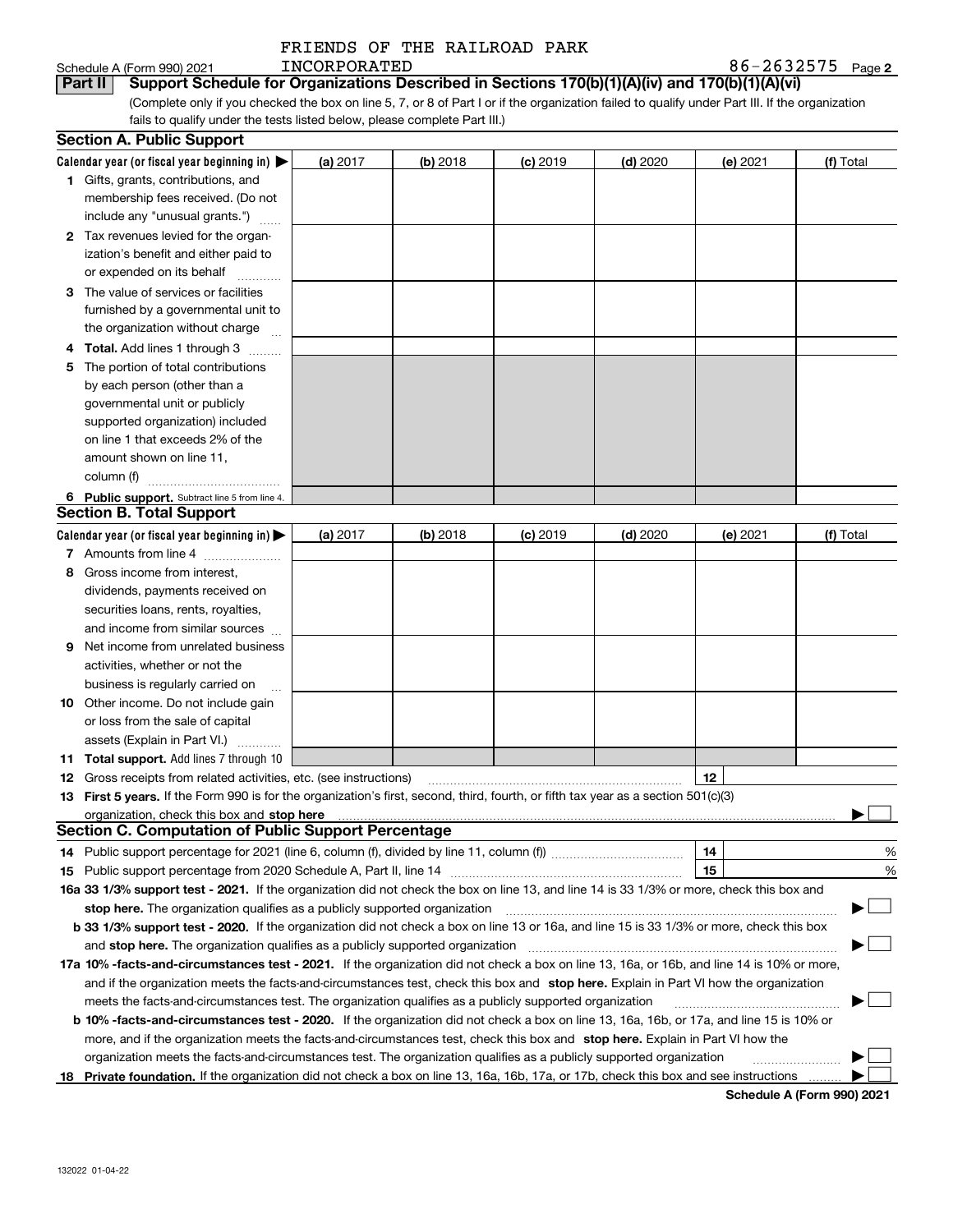FRIENDS OF THE RAILROAD PARK INCORPORATED

Schedule A (Form 990) 2021 86-2632575 Page 2

**Part II Support Schedule for Organizations Described in Sections 170(b)(1)(A)(iv) and 170(b)(1)(A)(vi)**

(Complete only if you checked the box on line 5, 7, or 8 of Part I or if the organization failed to qualify under Part III. If the organization fails to qualify under the tests listed below, please complete Part III.)

## Section A. Public Support

| Calendar year (or fiscal year beginning in) ▶ | (a) 2017 | (b) 2018 | (c) 2019 | (d) 2020 | (e) 2021 | (f) Total |
|---|---|---|---|---|---|---|
| **1** Gifts, grants, contributions, and membership fees received. (Do not include any "unusual grants.") | | | | | | |
| **2** Tax revenues levied for the organization's benefit and either paid to or expended on its behalf | | | | | | |
| **3** The value of services or facilities furnished by a governmental unit to the organization without charge | | | | | | |
| **4 Total.** Add lines 1 through 3 | | | | | | |
| **5** The portion of total contributions by each person (other than a governmental unit or publicly supported organization) included on line 1 that exceeds 2% of the amount shown on line 11, column (f) | | | | | | |
| **6 Public support.** Subtract line 5 from line 4. | | | | | | |

## Section B. Total Support

| Calendar year (or fiscal year beginning in) ▶ | (a) 2017 | (b) 2018 | (c) 2019 | (d) 2020 | (e) 2021 | (f) Total |
|---|---|---|---|---|---|---|
| **7** Amounts from line 4 | | | | | | |
| **8** Gross income from interest, dividends, payments received on securities loans, rents, royalties, and income from similar sources | | | | | | |
| **9** Net income from unrelated business activities, whether or not the business is regularly carried on | | | | | | |
| **10** Other income. Do not include gain or loss from the sale of capital assets (Explain in Part VI.) | | | | | | |
| **11 Total support.** Add lines 7 through 10 | | | | | | |

**12** Gross receipts from related activities, etc. (see instructions) | **12** |

**13 First 5 years.** If the Form 990 is for the organization's first, second, third, fourth, or fifth tax year as a section 501(c)(3) organization, check this box and **stop here** ▶ ☐

## Section C. Computation of Public Support Percentage

**14** Public support percentage for 2021 (line 6, column (f), divided by line 11, column (f)) | **14** | %

**15** Public support percentage from 2020 Schedule A, Part II, line 14 | **15** | %

**16a 33 1/3% support test - 2021.** If the organization did not check the box on line 13, and line 14 is 33 1/3% or more, check this box and **stop here.** The organization qualifies as a publicly supported organization ▶ ☐

**b 33 1/3% support test - 2020.** If the organization did not check a box on line 13 or 16a, and line 15 is 33 1/3% or more, check this box and **stop here.** The organization qualifies as a publicly supported organization ▶ ☐

**17a 10% -facts-and-circumstances test - 2021.** If the organization did not check a box on line 13, 16a, or 16b, and line 14 is 10% or more, and if the organization meets the facts-and-circumstances test, check this box and **stop here.** Explain in Part VI how the organization meets the facts-and-circumstances test. The organization qualifies as a publicly supported organization ▶ ☐

**b 10% -facts-and-circumstances test - 2020.** If the organization did not check a box on line 13, 16a, 16b, or 17a, and line 15 is 10% or more, and if the organization meets the facts-and-circumstances test, check this box and **stop here.** Explain in Part VI how the organization meets the facts-and-circumstances test. The organization qualifies as a publicly supported organization ▶ ☐

**18 Private foundation.** If the organization did not check a box on line 13, 16a, 16b, 17a, or 17b, check this box and see instructions ▶ ☐

**Schedule A (Form 990) 2021**

132022 01-04-22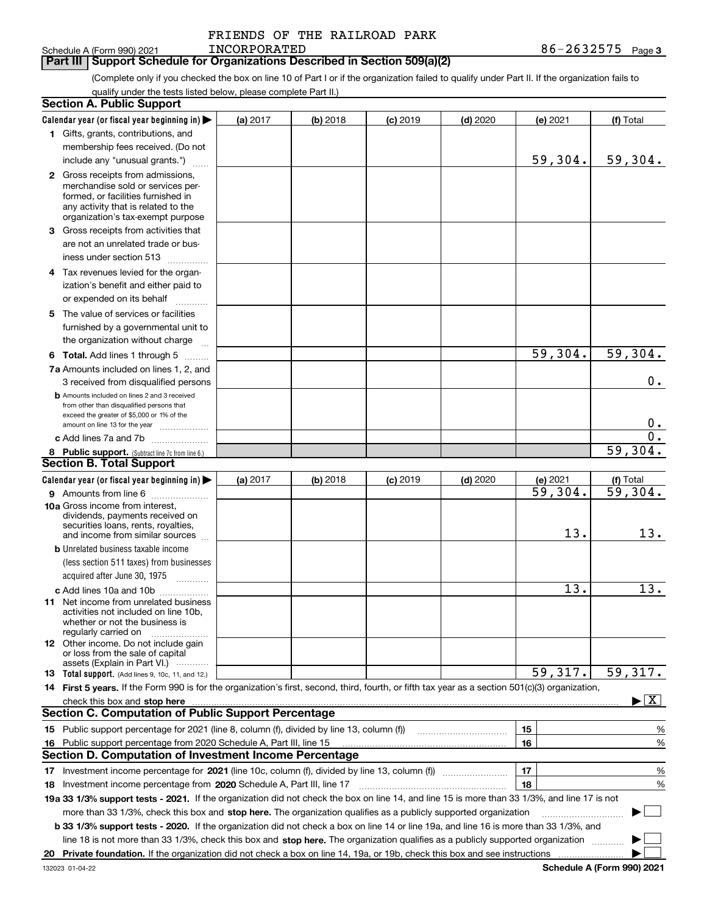Schedule A (Form 990) 2021 FRIENDS OF THE RAILROAD PARK INCORPORATED 86-2632575 Page 3

## Part III Support Schedule for Organizations Described in Section 509(a)(2)

(Complete only if you checked the box on line 10 of Part I or if the organization failed to qualify under Part II. If the organization fails to qualify under the tests listed below, please complete Part II.)

### Section A. Public Support

| Calendar year (or fiscal year beginning in) ▶ | (a) 2017 | (b) 2018 | (c) 2019 | (d) 2020 | (e) 2021 | (f) Total |
|---|---|---|---|---|---|---|
| 1 Gifts, grants, contributions, and membership fees received. (Do not include any "unusual grants.") | | | | | 59,304. | 59,304. |
| 2 Gross receipts from admissions, merchandise sold or services performed, or facilities furnished in any activity that is related to the organization's tax-exempt purpose | | | | | | |
| 3 Gross receipts from activities that are not an unrelated trade or business under section 513 | | | | | | |
| 4 Tax revenues levied for the organization's benefit and either paid to or expended on its behalf | | | | | | |
| 5 The value of services or facilities furnished by a governmental unit to the organization without charge | | | | | | |
| 6 **Total.** Add lines 1 through 5 | | | | | 59,304. | 59,304. |
| 7a Amounts included on lines 1, 2, and 3 received from disqualified persons | | | | | | 0. |
| b Amounts included on lines 2 and 3 received from other than disqualified persons that exceed the greater of $5,000 or 1% of the amount on line 13 for the year | | | | | | 0. |
| c Add lines 7a and 7b | | | | | | 0. |
| 8 **Public support.** (Subtract line 7c from line 6.) | | | | | | 59,304. |

### Section B. Total Support

| Calendar year (or fiscal year beginning in) ▶ | (a) 2017 | (b) 2018 | (c) 2019 | (d) 2020 | (e) 2021 | (f) Total |
|---|---|---|---|---|---|---|
| 9 Amounts from line 6 | | | | | 59,304. | 59,304. |
| 10a Gross income from interest, dividends, payments received on securities loans, rents, royalties, and income from similar sources | | | | | 13. | 13. |
| b Unrelated business taxable income (less section 511 taxes) from businesses acquired after June 30, 1975 | | | | | | |
| c Add lines 10a and 10b | | | | | 13. | 13. |
| 11 Net income from unrelated business activities not included on line 10b, whether or not the business is regularly carried on | | | | | | |
| 12 Other income. Do not include gain or loss from the sale of capital assets (Explain in Part VI.) | | | | | | |
| 13 **Total support.** (Add lines 9, 10c, 11, and 12.) | | | | | 59,317. | 59,317. |

14 **First 5 years.** If the Form 990 is for the organization's first, second, third, fourth, or fifth tax year as a section 501(c)(3) organization, check this box and **stop here** ▶ [X]

### Section C. Computation of Public Support Percentage

| | | |
|---|---|---|
| 15 Public support percentage for 2021 (line 8, column (f), divided by line 13, column (f)) | 15 | % |
| 16 Public support percentage from 2020 Schedule A, Part III, line 15 | 16 | % |

### Section D. Computation of Investment Income Percentage

| | | |
|---|---|---|
| 17 Investment income percentage for **2021** (line 10c, column (f), divided by line 13, column (f)) | 17 | % |
| 18 Investment income percentage from **2020** Schedule A, Part III, line 17 | 18 | % |

**19a 33 1/3% support tests - 2021.** If the organization did not check the box on line 14, and line 15 is more than 33 1/3%, and line 17 is not more than 33 1/3%, check this box and **stop here.** The organization qualifies as a publicly supported organization ▶ [ ]

**b 33 1/3% support tests - 2020.** If the organization did not check a box on line 14 or line 19a, and line 16 is more than 33 1/3%, and line 18 is not more than 33 1/3%, check this box and **stop here.** The organization qualifies as a publicly supported organization ▶ [ ]

**20 Private foundation.** If the organization did not check a box on line 14, 19a, or 19b, check this box and see instructions ▶ [ ]

132023 01-04-22 **Schedule A (Form 990) 2021**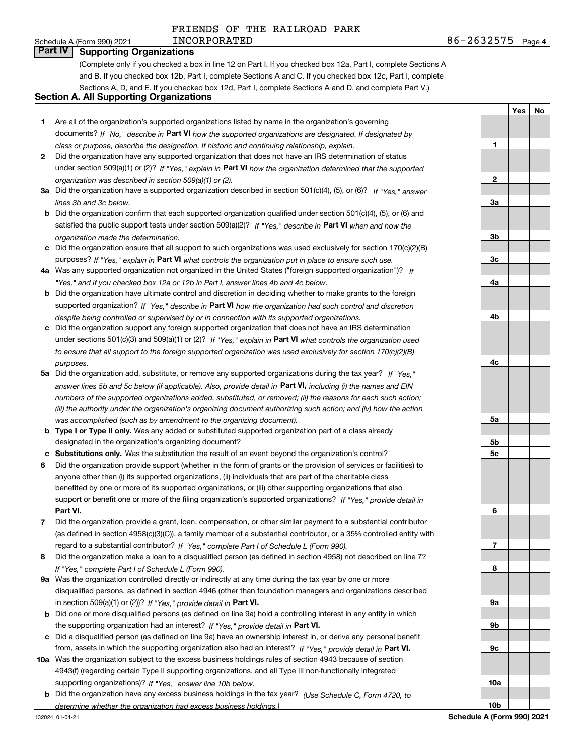FRIENDS OF THE RAILROAD PARK INCORPORATED — 86-2632575

## Part IV Supporting Organizations

(Complete only if you checked a box in line 12 on Part I. If you checked box 12a, Part I, complete Sections A and B. If you checked box 12b, Part I, complete Sections A and C. If you checked box 12c, Part I, complete Sections A, D, and E. If you checked box 12d, Part I, complete Sections A and D, and complete Part V.)

### Section A. All Supporting Organizations

| | | Line | Yes | No |
|---|---|---|---|---|
| **1** | Are all of the organization's supported organizations listed by name in the organization's governing documents? *If "No," describe in* **Part VI** *how the supported organizations are designated. If designated by class or purpose, describe the designation. If historic and continuing relationship, explain.* | 1 | | |
| **2** | Did the organization have any supported organization that does not have an IRS determination of status under section 509(a)(1) or (2)? *If "Yes," explain in* **Part VI** *how the organization determined that the supported organization was described in section 509(a)(1) or (2).* | 2 | | |
| **3a** | Did the organization have a supported organization described in section 501(c)(4), (5), or (6)? *If "Yes," answer lines 3b and 3c below.* | 3a | | |
| **b** | Did the organization confirm that each supported organization qualified under section 501(c)(4), (5), or (6) and satisfied the public support tests under section 509(a)(2)? *If "Yes," describe in* **Part VI** *when and how the organization made the determination.* | 3b | | |
| **c** | Did the organization ensure that all support to such organizations was used exclusively for section 170(c)(2)(B) purposes? *If "Yes," explain in* **Part VI** *what controls the organization put in place to ensure such use.* | 3c | | |
| **4a** | Was any supported organization not organized in the United States ("foreign supported organization")? *If "Yes," and if you checked box 12a or 12b in Part I, answer lines 4b and 4c below.* | 4a | | |
| **b** | Did the organization have ultimate control and discretion in deciding whether to make grants to the foreign supported organization? *If "Yes," describe in* **Part VI** *how the organization had such control and discretion despite being controlled or supervised by or in connection with its supported organizations.* | 4b | | |
| **c** | Did the organization support any foreign supported organization that does not have an IRS determination under sections 501(c)(3) and 509(a)(1) or (2)? *If "Yes," explain in* **Part VI** *what controls the organization used to ensure that all support to the foreign supported organization was used exclusively for section 170(c)(2)(B) purposes.* | 4c | | |
| **5a** | Did the organization add, substitute, or remove any supported organizations during the tax year? *If "Yes," answer lines 5b and 5c below (if applicable). Also, provide detail in* **Part VI,** *including (i) the names and EIN numbers of the supported organizations added, substituted, or removed; (ii) the reasons for each such action; (iii) the authority under the organization's organizing document authorizing such action; and (iv) how the action was accomplished (such as by amendment to the organizing document).* | 5a | | |
| **b** | **Type I or Type II only.** Was any added or substituted supported organization part of a class already designated in the organization's organizing document? | 5b | | |
| **c** | **Substitutions only.** Was the substitution the result of an event beyond the organization's control? | 5c | | |
| **6** | Did the organization provide support (whether in the form of grants or the provision of services or facilities) to anyone other than (i) its supported organizations, (ii) individuals that are part of the charitable class benefited by one or more of its supported organizations, or (iii) other supporting organizations that also support or benefit one or more of the filing organization's supported organizations? *If "Yes," provide detail in* **Part VI.** | 6 | | |
| **7** | Did the organization provide a grant, loan, compensation, or other similar payment to a substantial contributor (as defined in section 4958(c)(3)(C)), a family member of a substantial contributor, or a 35% controlled entity with regard to a substantial contributor? *If "Yes," complete Part I of Schedule L (Form 990).* | 7 | | |
| **8** | Did the organization make a loan to a disqualified person (as defined in section 4958) not described on line 7? *If "Yes," complete Part I of Schedule L (Form 990).* | 8 | | |
| **9a** | Was the organization controlled directly or indirectly at any time during the tax year by one or more disqualified persons, as defined in section 4946 (other than foundation managers and organizations described in section 509(a)(1) or (2))? *If "Yes," provide detail in* **Part VI.** | 9a | | |
| **b** | Did one or more disqualified persons (as defined on line 9a) hold a controlling interest in any entity in which the supporting organization had an interest? *If "Yes," provide detail in* **Part VI.** | 9b | | |
| **c** | Did a disqualified person (as defined on line 9a) have an ownership interest in, or derive any personal benefit from, assets in which the supporting organization also had an interest? *If "Yes," provide detail in* **Part VI.** | 9c | | |
| **10a** | Was the organization subject to the excess business holdings rules of section 4943 because of section 4943(f) (regarding certain Type II supporting organizations, and all Type III non-functionally integrated supporting organizations)? *If "Yes," answer line 10b below.* | 10a | | |
| **b** | Did the organization have any excess business holdings in the tax year? *(Use Schedule C, Form 4720, to determine whether the organization had excess business holdings.)* | 10b | | |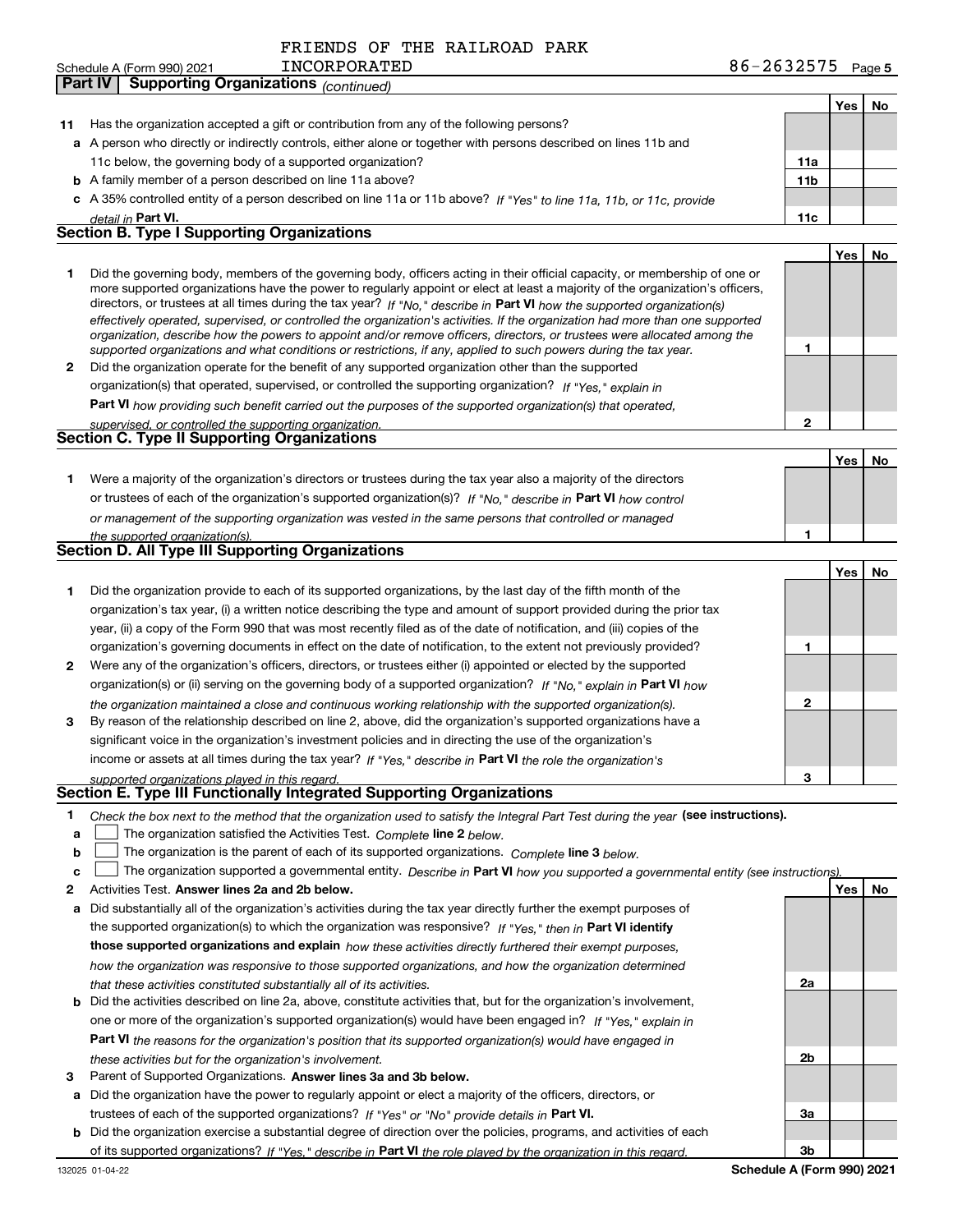FRIENDS OF THE RAILROAD PARK INCORPORATED

86-2632575

**Part IV | Supporting Organizations** *(continued)*

| | | | Yes | No |
|---|---|---|---|---|
| **11** | Has the organization accepted a gift or contribution from any of the following persons? | | | |
| **a** | A person who directly or indirectly controls, either alone or together with persons described on lines 11b and 11c below, the governing body of a supported organization? | **11a** | | |
| **b** | A family member of a person described on line 11a above? | **11b** | | |
| **c** | A 35% controlled entity of a person described on line 11a or 11b above? *If "Yes" to line 11a, 11b, or 11c, provide detail in* **Part VI.** | **11c** | | |

## Section B. Type I Supporting Organizations

| | | | Yes | No |
|---|---|---|---|---|
| **1** | Did the governing body, members of the governing body, officers acting in their official capacity, or membership of one or more supported organizations have the power to regularly appoint or elect at least a majority of the organization's officers, directors, or trustees at all times during the tax year? *If "No," describe in* **Part VI** *how the supported organization(s) effectively operated, supervised, or controlled the organization's activities. If the organization had more than one supported organization, describe how the powers to appoint and/or remove officers, directors, or trustees were allocated among the supported organizations and what conditions or restrictions, if any, applied to such powers during the tax year.* | **1** | | |
| **2** | Did the organization operate for the benefit of any supported organization other than the supported organization(s) that operated, supervised, or controlled the supporting organization? *If "Yes," explain in* **Part VI** *how providing such benefit carried out the purposes of the supported organization(s) that operated, supervised, or controlled the supporting organization.* | **2** | | |

## Section C. Type II Supporting Organizations

| | | | Yes | No |
|---|---|---|---|---|
| **1** | Were a majority of the organization's directors or trustees during the tax year also a majority of the directors or trustees of each of the organization's supported organization(s)? *If "No," describe in* **Part VI** *how control or management of the supporting organization was vested in the same persons that controlled or managed the supported organization(s).* | **1** | | |

## Section D. All Type III Supporting Organizations

| | | | Yes | No |
|---|---|---|---|---|
| **1** | Did the organization provide to each of its supported organizations, by the last day of the fifth month of the organization's tax year, (i) a written notice describing the type and amount of support provided during the prior tax year, (ii) a copy of the Form 990 that was most recently filed as of the date of notification, and (iii) copies of the organization's governing documents in effect on the date of notification, to the extent not previously provided? | **1** | | |
| **2** | Were any of the organization's officers, directors, or trustees either (i) appointed or elected by the supported organization(s) or (ii) serving on the governing body of a supported organization? *If "No," explain in* **Part VI** *how the organization maintained a close and continuous working relationship with the supported organization(s).* | **2** | | |
| **3** | By reason of the relationship described on line 2, above, did the organization's supported organizations have a significant voice in the organization's investment policies and in directing the use of the organization's income or assets at all times during the tax year? *If "Yes," describe in* **Part VI** *the role the organization's supported organizations played in this regard.* | **3** | | |

## Section E. Type III Functionally Integrated Supporting Organizations

**1** *Check the box next to the method that the organization used to satisfy the Integral Part Test during the year* **(see instructions).**

- **a** ☐ The organization satisfied the Activities Test. *Complete* **line 2** *below.*
- **b** ☐ The organization is the parent of each of its supported organizations. *Complete* **line 3** *below.*
- **c** ☐ The organization supported a governmental entity. *Describe in* **Part VI** *how you supported a governmental entity (see instructions).*

| | | | Yes | No |
|---|---|---|---|---|
| **2** | Activities Test. **Answer lines 2a and 2b below.** | | | |
| **a** | Did substantially all of the organization's activities during the tax year directly further the exempt purposes of the supported organization(s) to which the organization was responsive? *If "Yes," then in* **Part VI identify those supported organizations and explain** *how these activities directly furthered their exempt purposes, how the organization was responsive to those supported organizations, and how the organization determined that these activities constituted substantially all of its activities.* | **2a** | | |
| **b** | Did the activities described on line 2a, above, constitute activities that, but for the organization's involvement, one or more of the organization's supported organization(s) would have been engaged in? *If "Yes," explain in* **Part VI** *the reasons for the organization's position that its supported organization(s) would have engaged in these activities but for the organization's involvement.* | **2b** | | |
| **3** | Parent of Supported Organizations. **Answer lines 3a and 3b below.** | | | |
| **a** | Did the organization have the power to regularly appoint or elect a majority of the officers, directors, or trustees of each of the supported organizations? *If "Yes" or "No" provide details in* **Part VI.** | **3a** | | |
| **b** | Did the organization exercise a substantial degree of direction over the policies, programs, and activities of each of its supported organizations? *If "Yes," describe in* **Part VI** *the role played by the organization in this regard.* | **3b** | | |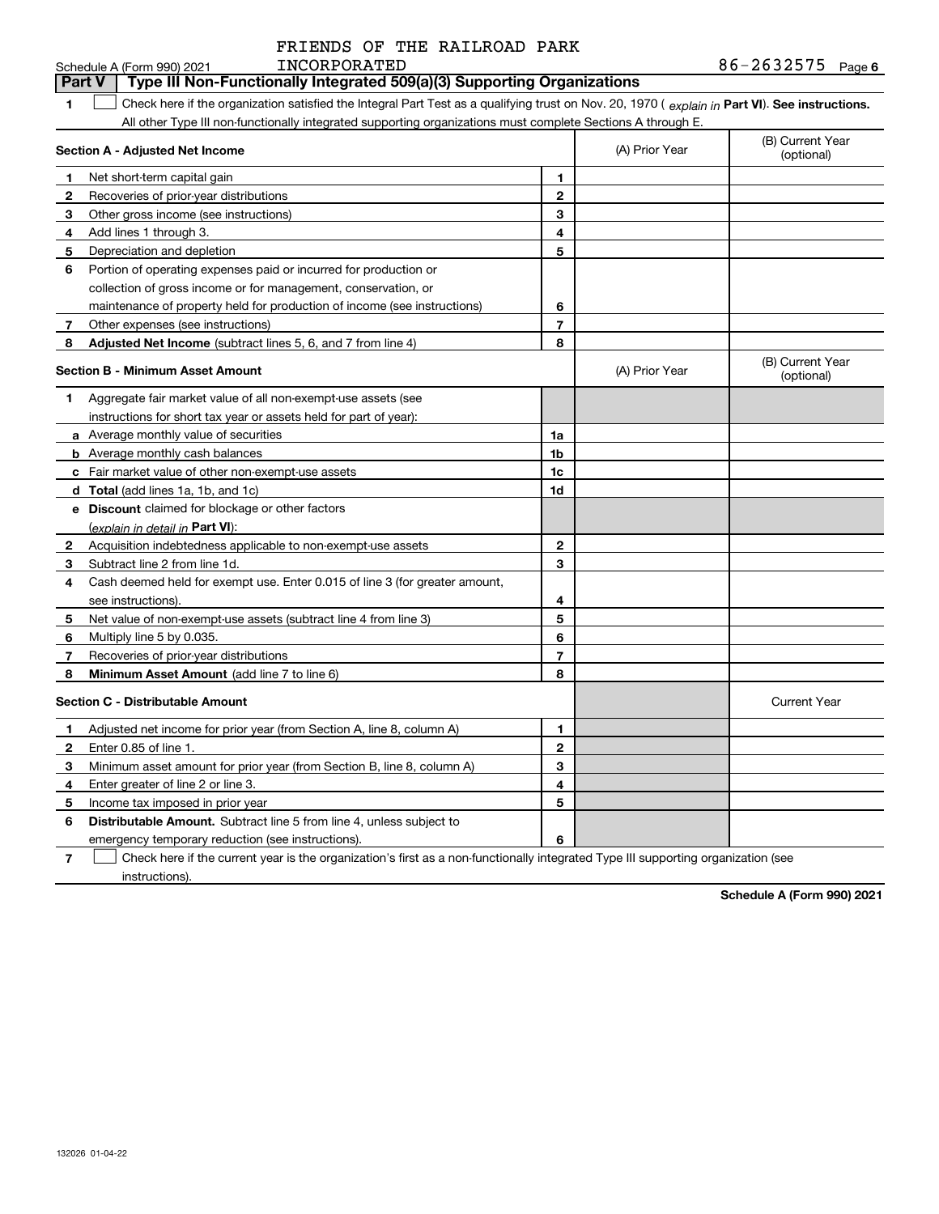FRIENDS OF THE RAILROAD PARK INCORPORATED 86-2632575

Schedule A (Form 990) 2021

## Part V Type III Non-Functionally Integrated 509(a)(3) Supporting Organizations

**1** ☐ Check here if the organization satisfied the Integral Part Test as a qualifying trust on Nov. 20, 1970 ( *explain in* **Part VI**). **See instructions.** All other Type III non-functionally integrated supporting organizations must complete Sections A through E.

| **Section A - Adjusted Net Income** | | (A) Prior Year | (B) Current Year (optional) |
|---|---|---|---|
| **1** Net short-term capital gain | 1 | | |
| **2** Recoveries of prior-year distributions | 2 | | |
| **3** Other gross income (see instructions) | 3 | | |
| **4** Add lines 1 through 3. | 4 | | |
| **5** Depreciation and depletion | 5 | | |
| **6** Portion of operating expenses paid or incurred for production or collection of gross income or for management, conservation, or maintenance of property held for production of income (see instructions) | 6 | | |
| **7** Other expenses (see instructions) | 7 | | |
| **8** **Adjusted Net Income** (subtract lines 5, 6, and 7 from line 4) | 8 | | |

| **Section B - Minimum Asset Amount** | | (A) Prior Year | (B) Current Year (optional) |
|---|---|---|---|
| **1** Aggregate fair market value of all non-exempt-use assets (see instructions for short tax year or assets held for part of year): | | | |
| **a** Average monthly value of securities | 1a | | |
| **b** Average monthly cash balances | 1b | | |
| **c** Fair market value of other non-exempt-use assets | 1c | | |
| **d** **Total** (add lines 1a, 1b, and 1c) | 1d | | |
| **e** **Discount** claimed for blockage or other factors (*explain in detail in* **Part VI**): | | | |
| **2** Acquisition indebtedness applicable to non-exempt-use assets | 2 | | |
| **3** Subtract line 2 from line 1d. | 3 | | |
| **4** Cash deemed held for exempt use. Enter 0.015 of line 3 (for greater amount, see instructions). | 4 | | |
| **5** Net value of non-exempt-use assets (subtract line 4 from line 3) | 5 | | |
| **6** Multiply line 5 by 0.035. | 6 | | |
| **7** Recoveries of prior-year distributions | 7 | | |
| **8** **Minimum Asset Amount** (add line 7 to line 6) | 8 | | |

| **Section C - Distributable Amount** | | | Current Year |
|---|---|---|---|
| **1** Adjusted net income for prior year (from Section A, line 8, column A) | 1 | | |
| **2** Enter 0.85 of line 1. | 2 | | |
| **3** Minimum asset amount for prior year (from Section B, line 8, column A) | 3 | | |
| **4** Enter greater of line 2 or line 3. | 4 | | |
| **5** Income tax imposed in prior year | 5 | | |
| **6** **Distributable Amount.** Subtract line 5 from line 4, unless subject to emergency temporary reduction (see instructions). | 6 | | |

**7** ☐ Check here if the current year is the organization's first as a non-functionally integrated Type III supporting organization (see instructions).

**Schedule A (Form 990) 2021**

132026 01-04-22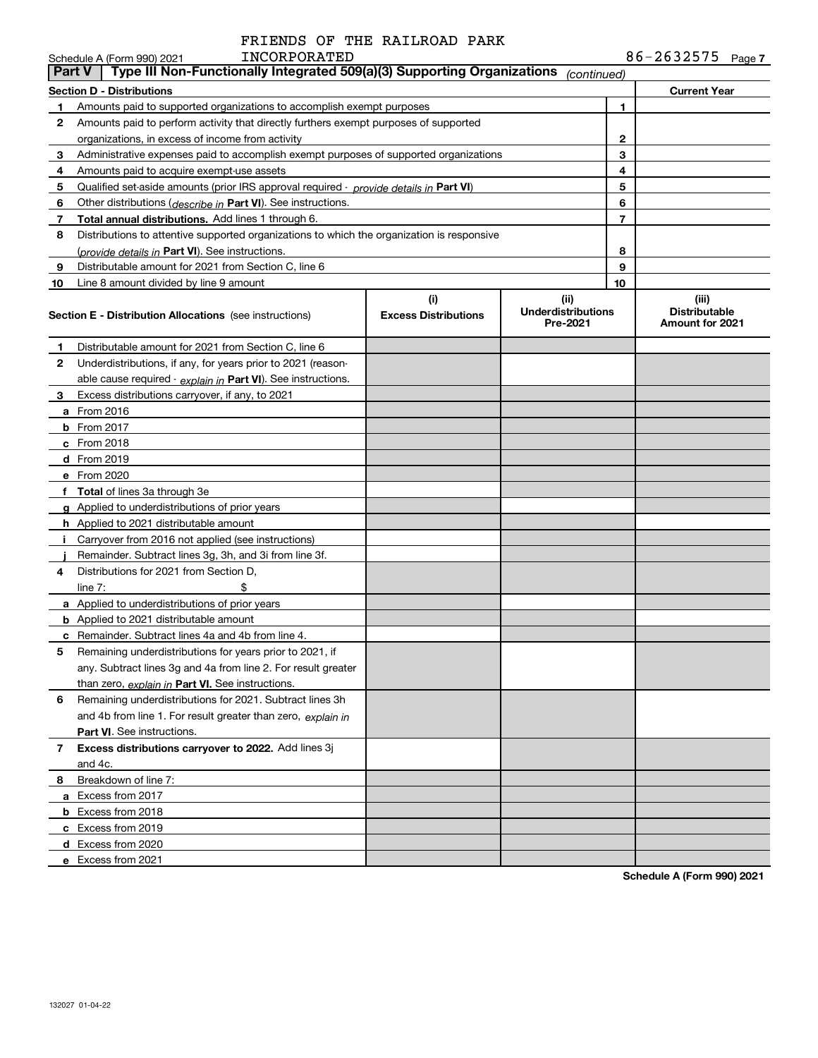FRIENDS OF THE RAILROAD PARK INCORPORATED

Schedule A (Form 990) 2021 86-2632575 Page 7

## Part V | Type III Non-Functionally Integrated 509(a)(3) Supporting Organizations *(continued)*

| **Section D - Distributions** | | | **Current Year** |
|---|---|---|---|
| 1 | Amounts paid to supported organizations to accomplish exempt purposes | 1 | |
| 2 | Amounts paid to perform activity that directly furthers exempt purposes of supported organizations, in excess of income from activity | 2 | |
| 3 | Administrative expenses paid to accomplish exempt purposes of supported organizations | 3 | |
| 4 | Amounts paid to acquire exempt-use assets | 4 | |
| 5 | Qualified set-aside amounts (prior IRS approval required - *provide details in* **Part VI**) | 5 | |
| 6 | Other distributions (*describe in* **Part VI**). See instructions. | 6 | |
| 7 | **Total annual distributions.** Add lines 1 through 6. | 7 | |
| 8 | Distributions to attentive supported organizations to which the organization is responsive (*provide details in* **Part VI**). See instructions. | 8 | |
| 9 | Distributable amount for 2021 from Section C, line 6 | 9 | |
| 10 | Line 8 amount divided by line 9 amount | 10 | |

| **Section E - Distribution Allocations** (see instructions) | (i) Excess Distributions | (ii) Underdistributions Pre-2021 | (iii) Distributable Amount for 2021 |
|---|---|---|---|
| **1** Distributable amount for 2021 from Section C, line 6 | | | |
| **2** Underdistributions, if any, for years prior to 2021 (reasonable cause required - *explain in* **Part VI**). See instructions. | | | |
| **3** Excess distributions carryover, if any, to 2021 | | | |
| **a** From 2016 | | | |
| **b** From 2017 | | | |
| **c** From 2018 | | | |
| **d** From 2019 | | | |
| **e** From 2020 | | | |
| **f Total** of lines 3a through 3e | | | |
| **g** Applied to underdistributions of prior years | | | |
| **h** Applied to 2021 distributable amount | | | |
| **i** Carryover from 2016 not applied (see instructions) | | | |
| **j** Remainder. Subtract lines 3g, 3h, and 3i from line 3f. | | | |
| **4** Distributions for 2021 from Section D, line 7: $ | | | |
| **a** Applied to underdistributions of prior years | | | |
| **b** Applied to 2021 distributable amount | | | |
| **c** Remainder. Subtract lines 4a and 4b from line 4. | | | |
| **5** Remaining underdistributions for years prior to 2021, if any. Subtract lines 3g and 4a from line 2. For result greater than zero, *explain in* **Part VI.** See instructions. | | | |
| **6** Remaining underdistributions for 2021. Subtract lines 3h and 4b from line 1. For result greater than zero, *explain in* **Part VI**. See instructions. | | | |
| **7 Excess distributions carryover to 2022.** Add lines 3j and 4c. | | | |
| **8** Breakdown of line 7: | | | |
| **a** Excess from 2017 | | | |
| **b** Excess from 2018 | | | |
| **c** Excess from 2019 | | | |
| **d** Excess from 2020 | | | |
| **e** Excess from 2021 | | | |

**Schedule A (Form 990) 2021**

132027 01-04-22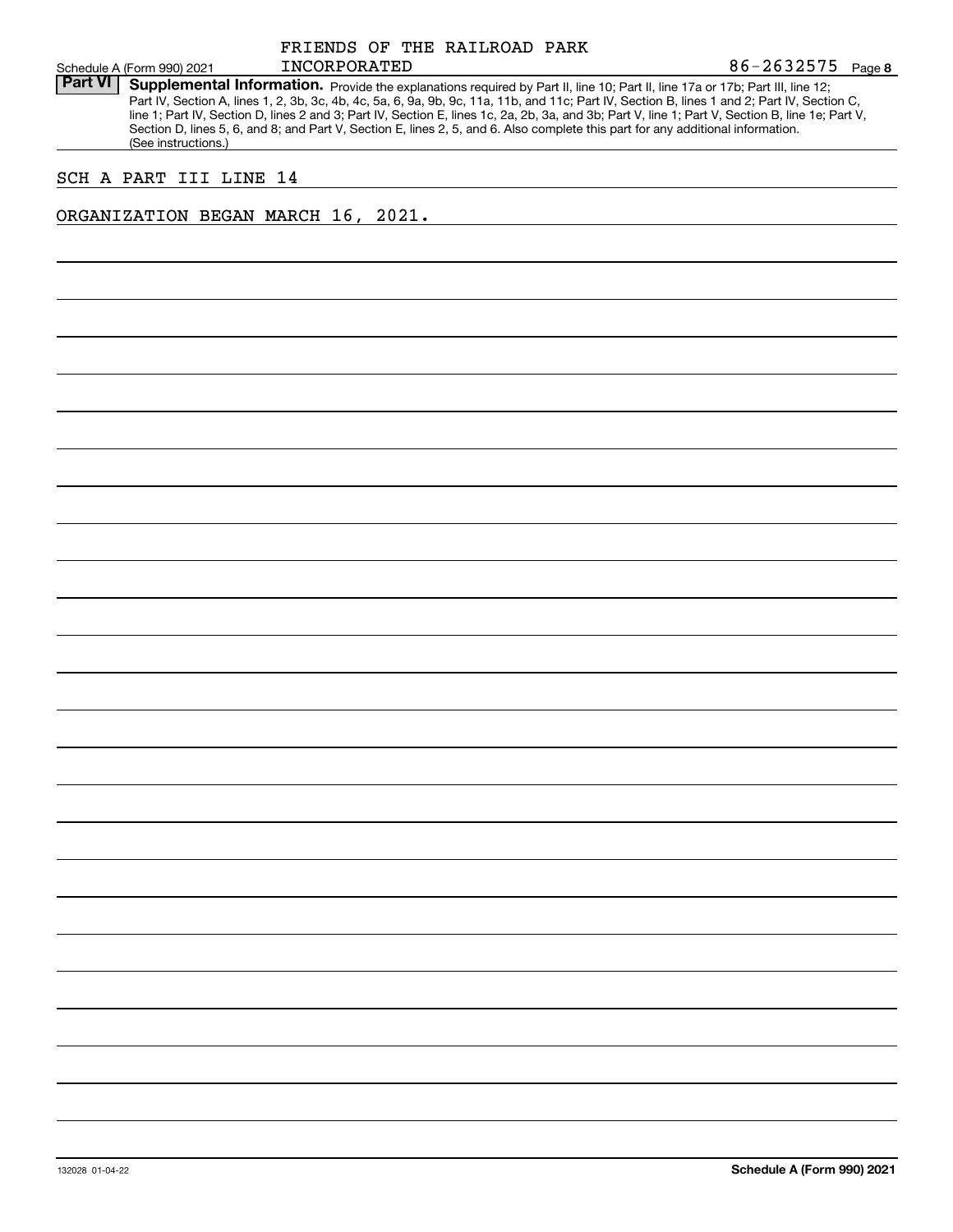FRIENDS OF THE RAILROAD PARK INCORPORATED — 86-2632575

Schedule A (Form 990) 2021 — Page 8

**Part VI** **Supplemental Information.** Provide the explanations required by Part II, line 10; Part II, line 17a or 17b; Part III, line 12; Part IV, Section A, lines 1, 2, 3b, 3c, 4b, 4c, 5a, 6, 9a, 9b, 9c, 11a, 11b, and 11c; Part IV, Section B, lines 1 and 2; Part IV, Section C, line 1; Part IV, Section D, lines 2 and 3; Part IV, Section E, lines 1c, 2a, 2b, 3a, and 3b; Part V, line 1; Part V, Section B, line 1e; Part V, Section D, lines 5, 6, and 8; and Part V, Section E, lines 2, 5, and 6. Also complete this part for any additional information. (See instructions.)

SCH A PART III LINE 14

ORGANIZATION BEGAN MARCH 16, 2021.

132028 01-04-22

**Schedule A (Form 990) 2021**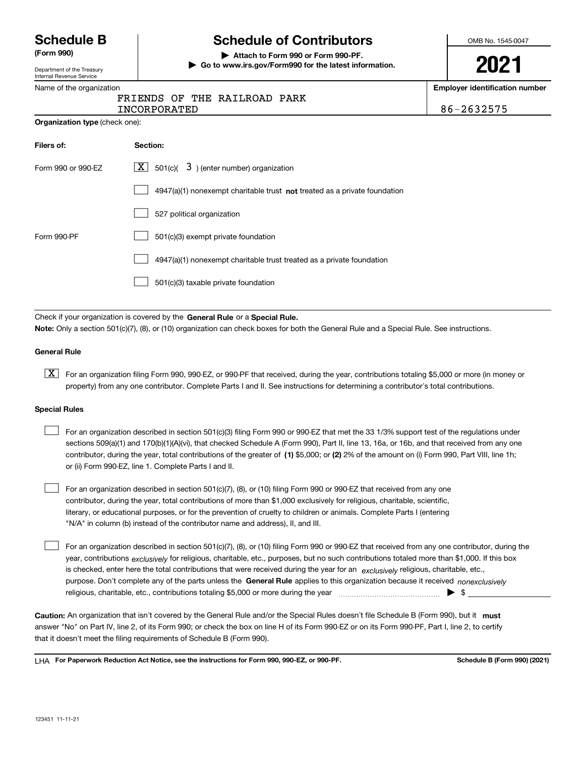# Schedule B (Form 990)

Department of the Treasury
Internal Revenue Service

## Schedule of Contributors

▶ Attach to Form 990 or Form 990-PF.
▶ Go to www.irs.gov/Form990 for the latest information.

OMB No. 1545-0047

**2021**

Name of the organization: FRIENDS OF THE RAILROAD PARK INCORPORATED

**Employer identification number:** 86-2632575

**Organization type** (check one):

| Filers of: | Section: |
|---|---|
| Form 990 or 990-EZ | [X] 501(c)( 3 ) (enter number) organization |
| | [ ] 4947(a)(1) nonexempt charitable trust **not** treated as a private foundation |
| | [ ] 527 political organization |
| Form 990-PF | [ ] 501(c)(3) exempt private foundation |
| | [ ] 4947(a)(1) nonexempt charitable trust treated as a private foundation |
| | [ ] 501(c)(3) taxable private foundation |

Check if your organization is covered by the **General Rule** or a **Special Rule.**

**Note:** Only a section 501(c)(7), (8), or (10) organization can check boxes for both the General Rule and a Special Rule. See instructions.

### General Rule

[X] For an organization filing Form 990, 990-EZ, or 990-PF that received, during the year, contributions totaling $5,000 or more (in money or property) from any one contributor. Complete Parts I and II. See instructions for determining a contributor's total contributions.

### Special Rules

[ ] For an organization described in section 501(c)(3) filing Form 990 or 990-EZ that met the 33 1/3% support test of the regulations under sections 509(a)(1) and 170(b)(1)(A)(vi), that checked Schedule A (Form 990), Part II, line 13, 16a, or 16b, and that received from any one contributor, during the year, total contributions of the greater of **(1)** $5,000; or **(2)** 2% of the amount on (i) Form 990, Part VIII, line 1h; or (ii) Form 990-EZ, line 1. Complete Parts I and II.

[ ] For an organization described in section 501(c)(7), (8), or (10) filing Form 990 or 990-EZ that received from any one contributor, during the year, total contributions of more than $1,000 exclusively for religious, charitable, scientific, literary, or educational purposes, or for the prevention of cruelty to children or animals. Complete Parts I (entering "N/A" in column (b) instead of the contributor name and address), II, and III.

[ ] For an organization described in section 501(c)(7), (8), or (10) filing Form 990 or 990-EZ that received from any one contributor, during the year, contributions *exclusively* for religious, charitable, etc., purposes, but no such contributions totaled more than $1,000. If this box is checked, enter here the total contributions that were received during the year for an *exclusively* religious, charitable, etc., purpose. Don't complete any of the parts unless the **General Rule** applies to this organization because it received *nonexclusively* religious, charitable, etc., contributions totaling $5,000 or more during the year ▶ $

**Caution:** An organization that isn't covered by the General Rule and/or the Special Rules doesn't file Schedule B (Form 990), but it **must** answer "No" on Part IV, line 2, of its Form 990; or check the box on line H of its Form 990-EZ or on its Form 990-PF, Part I, line 2, to certify that it doesn't meet the filing requirements of Schedule B (Form 990).

LHA **For Paperwork Reduction Act Notice, see the instructions for Form 990, 990-EZ, or 990-PF.** **Schedule B (Form 990) (2021)**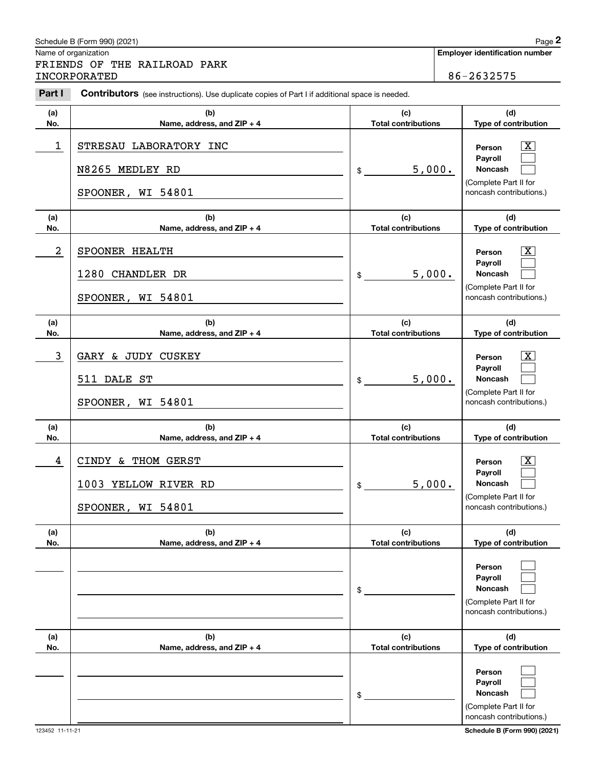Schedule B (Form 990) (2021)

Name of organization: FRIENDS OF THE RAILROAD PARK INCORPORATED

**Employer identification number:** 86-2632575

**Part I** **Contributors** (see instructions). Use duplicate copies of Part I if additional space is needed.

| (a) No. | (b) Name, address, and ZIP + 4 | (c) Total contributions | (d) Type of contribution |
|---|---|---|---|
| 1 | STRESAU LABORATORY INC<br>N8265 MEDLEY RD<br>SPOONER, WI 54801 | $ 5,000. | Person [X]<br>Payroll [ ]<br>Noncash [ ]<br>(Complete Part II for noncash contributions.) |
| 2 | SPOONER HEALTH<br>1280 CHANDLER DR<br>SPOONER, WI 54801 | $ 5,000. | Person [X]<br>Payroll [ ]<br>Noncash [ ]<br>(Complete Part II for noncash contributions.) |
| 3 | GARY & JUDY CUSKEY<br>511 DALE ST<br>SPOONER, WI 54801 | $ 5,000. | Person [X]<br>Payroll [ ]<br>Noncash [ ]<br>(Complete Part II for noncash contributions.) |
| 4 | CINDY & THOM GERST<br>1003 YELLOW RIVER RD<br>SPOONER, WI 54801 | $ 5,000. | Person [X]<br>Payroll [ ]<br>Noncash [ ]<br>(Complete Part II for noncash contributions.) |
| | | $ | Person [ ]<br>Payroll [ ]<br>Noncash [ ]<br>(Complete Part II for noncash contributions.) |
| | | $ | Person [ ]<br>Payroll [ ]<br>Noncash [ ]<br>(Complete Part II for noncash contributions.) |

123452 11-11-21

Schedule B (Form 990) (2021)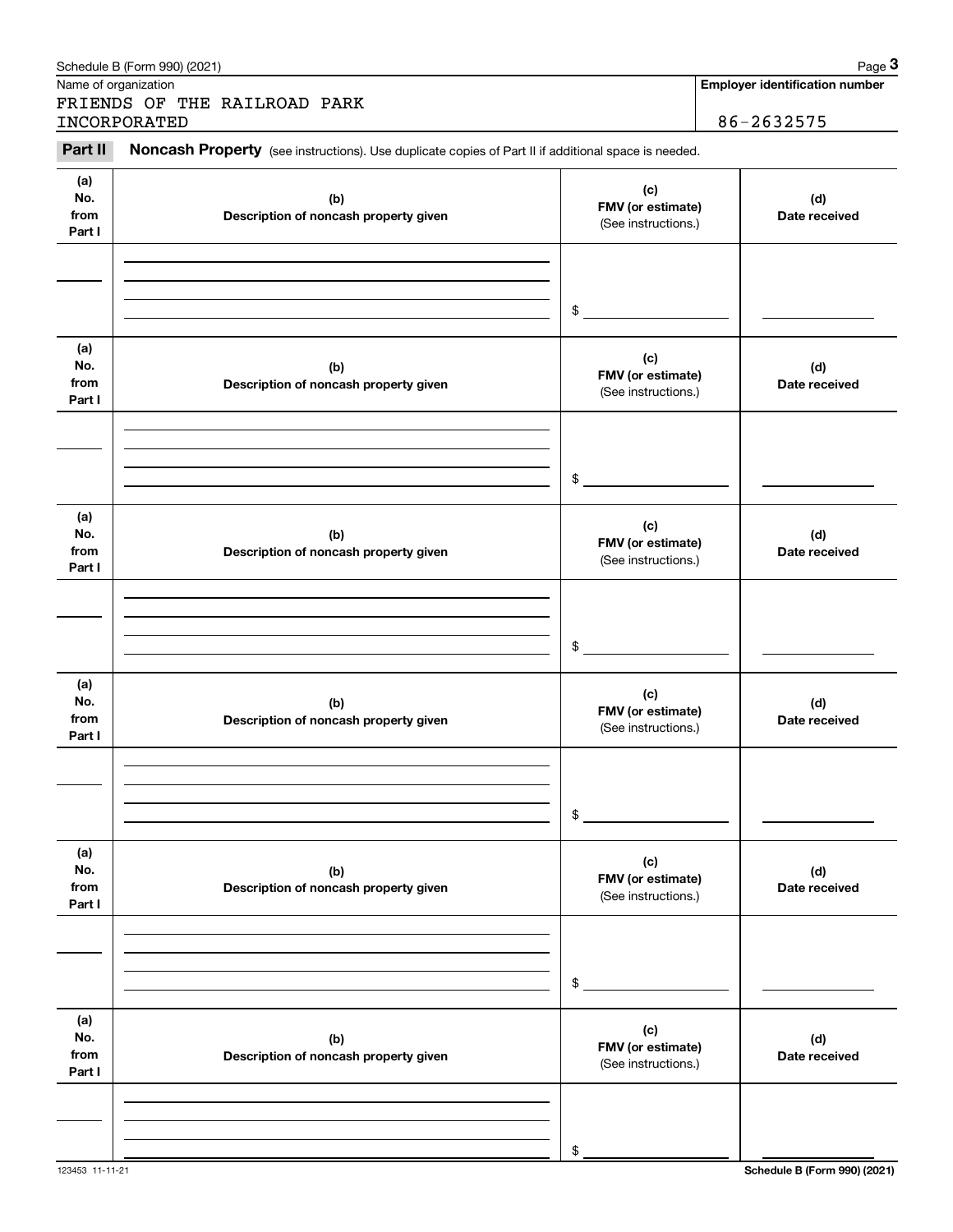Name of organization

FRIENDS OF THE RAILROAD PARK INCORPORATED

**Employer identification number**

86-2632575

**Part II** **Noncash Property** (see instructions). Use duplicate copies of Part II if additional space is needed.

| (a) No. from Part I | (b) Description of noncash property given | (c) FMV (or estimate) (See instructions.) | (d) Date received |
|---|---|---|---|
| | | $ | |

| (a) No. from Part I | (b) Description of noncash property given | (c) FMV (or estimate) (See instructions.) | (d) Date received |
|---|---|---|---|
| | | $ | |

| (a) No. from Part I | (b) Description of noncash property given | (c) FMV (or estimate) (See instructions.) | (d) Date received |
|---|---|---|---|
| | | $ | |

| (a) No. from Part I | (b) Description of noncash property given | (c) FMV (or estimate) (See instructions.) | (d) Date received |
|---|---|---|---|
| | | $ | |

| (a) No. from Part I | (b) Description of noncash property given | (c) FMV (or estimate) (See instructions.) | (d) Date received |
|---|---|---|---|
| | | $ | |

| (a) No. from Part I | (b) Description of noncash property given | (c) FMV (or estimate) (See instructions.) | (d) Date received |
|---|---|---|---|
| | | $ | |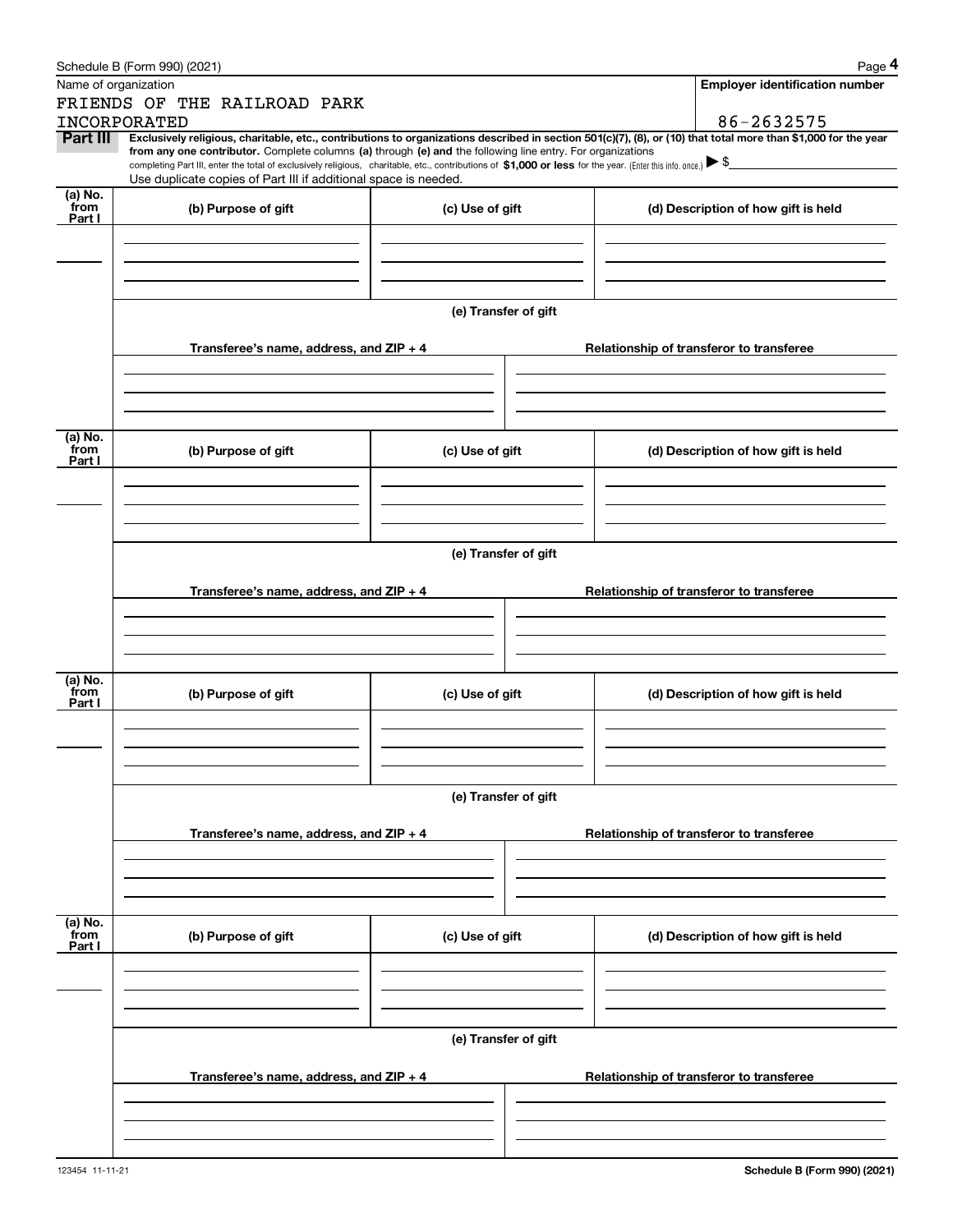Schedule B (Form 990) (2021)

Name of organization: FRIENDS OF THE RAILROAD PARK INCORPORATED

**Employer identification number**: 86-2632575

**Part III** **Exclusively religious, charitable, etc., contributions to organizations described in section 501(c)(7), (8), or (10) that total more than $1,000 for the year from any one contributor.** Complete columns **(a)** through **(e) and** the following line entry. For organizations completing Part III, enter the total of exclusively religious, charitable, etc., contributions of **$1,000 or less** for the year. (Enter this info. once.) ▶ $

Use duplicate copies of Part III if additional space is needed.

| (a) No. from Part I | (b) Purpose of gift | (c) Use of gift | (d) Description of how gift is held |
|---|---|---|---|
| | | | |

**(e) Transfer of gift**

| Transferee's name, address, and ZIP + 4 | Relationship of transferor to transferee |
|---|---|
| | |

| (a) No. from Part I | (b) Purpose of gift | (c) Use of gift | (d) Description of how gift is held |
|---|---|---|---|
| | | | |

**(e) Transfer of gift**

| Transferee's name, address, and ZIP + 4 | Relationship of transferor to transferee |
|---|---|
| | |

| (a) No. from Part I | (b) Purpose of gift | (c) Use of gift | (d) Description of how gift is held |
|---|---|---|---|
| | | | |

**(e) Transfer of gift**

| Transferee's name, address, and ZIP + 4 | Relationship of transferor to transferee |
|---|---|
| | |

| (a) No. from Part I | (b) Purpose of gift | (c) Use of gift | (d) Description of how gift is held |
|---|---|---|---|
| | | | |

**(e) Transfer of gift**

| Transferee's name, address, and ZIP + 4 | Relationship of transferor to transferee |
|---|---|
| | |

123454 11-11-21

**Schedule B (Form 990) (2021)**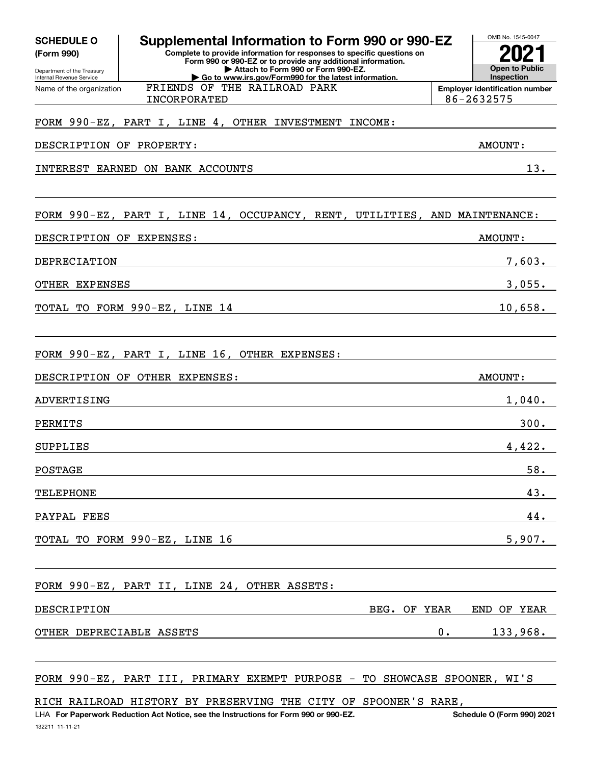**SCHEDULE O (Form 990)**

Department of the Treasury
Internal Revenue Service

# Supplemental Information to Form 990 or 990-EZ

**Complete to provide information for responses to specific questions on Form 990 or 990-EZ or to provide any additional information.**
**▶ Attach to Form 990 or Form 990-EZ.**
**▶ Go to www.irs.gov/Form990 for the latest information.**

OMB No. 1545-0047
**2021**
**Open to Public Inspection**

Name of the organization: FRIENDS OF THE RAILROAD PARK INCORPORATED

**Employer identification number**: 86-2632575

FORM 990-EZ, PART I, LINE 4, OTHER INVESTMENT INCOME:

| DESCRIPTION OF PROPERTY: | AMOUNT: |
|---|---|
| INTEREST EARNED ON BANK ACCOUNTS | 13. |

FORM 990-EZ, PART I, LINE 14, OCCUPANCY, RENT, UTILITIES, AND MAINTENANCE:

| DESCRIPTION OF EXPENSES: | AMOUNT: |
|---|---|
| DEPRECIATION | 7,603. |
| OTHER EXPENSES | 3,055. |
| TOTAL TO FORM 990-EZ, LINE 14 | 10,658. |

FORM 990-EZ, PART I, LINE 16, OTHER EXPENSES:

| DESCRIPTION OF OTHER EXPENSES: | AMOUNT: |
|---|---|
| ADVERTISING | 1,040. |
| PERMITS | 300. |
| SUPPLIES | 4,422. |
| POSTAGE | 58. |
| TELEPHONE | 43. |
| PAYPAL FEES | 44. |
| TOTAL TO FORM 990-EZ, LINE 16 | 5,907. |

FORM 990-EZ, PART II, LINE 24, OTHER ASSETS:

| DESCRIPTION | BEG. OF YEAR | END OF YEAR |
|---|---|---|
| OTHER DEPRECIABLE ASSETS | 0. | 133,968. |

FORM 990-EZ, PART III, PRIMARY EXEMPT PURPOSE - TO SHOWCASE SPOONER, WI'S RICH RAILROAD HISTORY BY PRESERVING THE CITY OF SPOONER'S RARE,

LHA **For Paperwork Reduction Act Notice, see the Instructions for Form 990 or 990-EZ.** **Schedule O (Form 990) 2021**

132211 11-11-21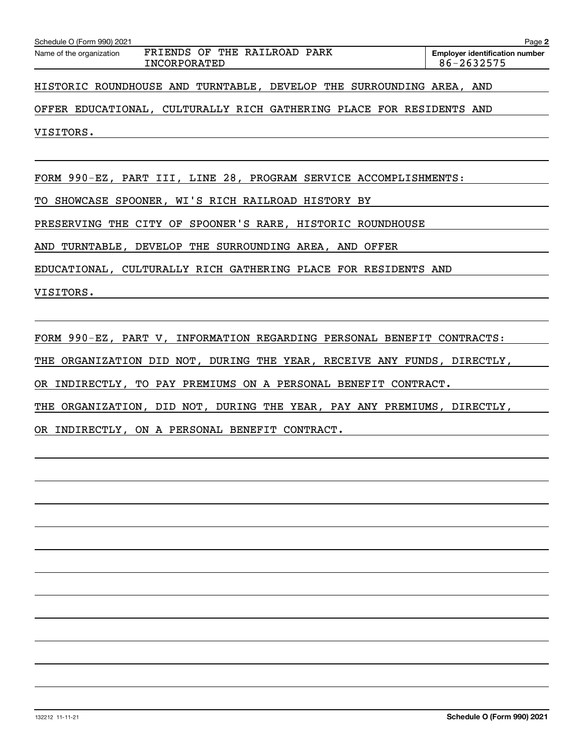Name of the organization: FRIENDS OF THE RAILROAD PARK INCORPORATED

**Employer identification number** 86-2632575

HISTORIC ROUNDHOUSE AND TURNTABLE, DEVELOP THE SURROUNDING AREA, AND OFFER EDUCATIONAL, CULTURALLY RICH GATHERING PLACE FOR RESIDENTS AND VISITORS.

FORM 990-EZ, PART III, LINE 28, PROGRAM SERVICE ACCOMPLISHMENTS:

TO SHOWCASE SPOONER, WI'S RICH RAILROAD HISTORY BY PRESERVING THE CITY OF SPOONER'S RARE, HISTORIC ROUNDHOUSE AND TURNTABLE, DEVELOP THE SURROUNDING AREA, AND OFFER EDUCATIONAL, CULTURALLY RICH GATHERING PLACE FOR RESIDENTS AND VISITORS.

FORM 990-EZ, PART V, INFORMATION REGARDING PERSONAL BENEFIT CONTRACTS:

THE ORGANIZATION DID NOT, DURING THE YEAR, RECEIVE ANY FUNDS, DIRECTLY, OR INDIRECTLY, TO PAY PREMIUMS ON A PERSONAL BENEFIT CONTRACT. THE ORGANIZATION, DID NOT, DURING THE YEAR, PAY ANY PREMIUMS, DIRECTLY, OR INDIRECTLY, ON A PERSONAL BENEFIT CONTRACT.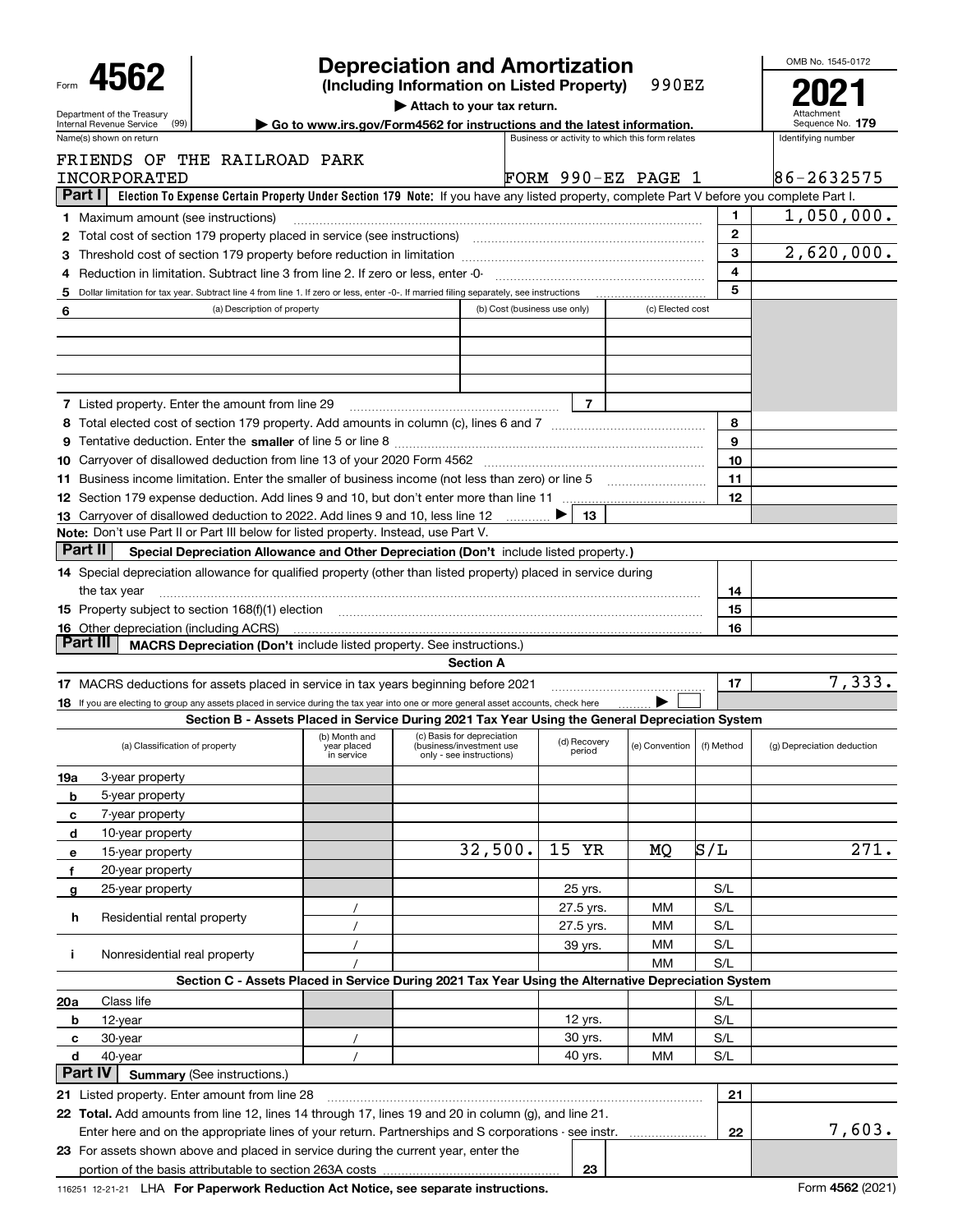Form **4562**

Department of the Treasury
Internal Revenue Service (99)

# Depreciation and Amortization

**(Including Information on Listed Property)** 990EZ

▶ Attach to your tax return.

▶ Go to www.irs.gov/Form4562 for instructions and the latest information.

OMB No. 1545-0172

**2021**

Attachment Sequence No. **179**

| Name(s) shown on return | Business or activity to which this form relates | Identifying number |
|---|---|---|
| FRIENDS OF THE RAILROAD PARK INCORPORATED | FORM 990-EZ PAGE 1 | 86-2632575 |

**Part I** **Election To Expense Certain Property Under Section 179 Note:** If you have any listed property, complete Part V before you complete Part I.

| | | | |
|---|---|---|---|
| 1 | Maximum amount (see instructions) | 1 | 1,050,000. |
| 2 | Total cost of section 179 property placed in service (see instructions) | 2 | |
| 3 | Threshold cost of section 179 property before reduction in limitation | 3 | 2,620,000. |
| 4 | Reduction in limitation. Subtract line 3 from line 2. If zero or less, enter -0- | 4 | |
| 5 | Dollar limitation for tax year. Subtract line 4 from line 1. If zero or less, enter -0-. If married filing separately, see instructions | 5 | |

| 6 | (a) Description of property | (b) Cost (business use only) | (c) Elected cost |
|---|---|---|---|
| | | | |
| | | | |
| | | | |

| | | | | | |
|---|---|---|---|---|---|
| 7 | Listed property. Enter the amount from line 29 | 7 | | | |
| 8 | Total elected cost of section 179 property. Add amounts in column (c), lines 6 and 7 | | | 8 | |
| 9 | Tentative deduction. Enter the **smaller** of line 5 or line 8 | | | 9 | |
| 10 | Carryover of disallowed deduction from line 13 of your 2020 Form 4562 | | | 10 | |
| 11 | Business income limitation. Enter the smaller of business income (not less than zero) or line 5 | | | 11 | |
| 12 | Section 179 expense deduction. Add lines 9 and 10, but don't enter more than line 11 | | | 12 | |
| 13 | Carryover of disallowed deduction to 2022. Add lines 9 and 10, less line 12 ▶ | 13 | | | |

**Note:** Don't use Part II or Part III below for listed property. Instead, use Part V.

**Part II** **Special Depreciation Allowance and Other Depreciation (Don't** include listed property.**)**

| | | | |
|---|---|---|---|
| 14 | Special depreciation allowance for qualified property (other than listed property) placed in service during the tax year | 14 | |
| 15 | Property subject to section 168(f)(1) election | 15 | |
| 16 | Other depreciation (including ACRS) | 16 | |

**Part III** **MACRS Depreciation (Don't** include listed property. See instructions.)

**Section A**

| | | | |
|---|---|---|---|
| 17 | MACRS deductions for assets placed in service in tax years beginning before 2021 | 17 | 7,333. |
| 18 | If you are electing to group any assets placed in service during the tax year into one or more general asset accounts, check here ▶ ☐ | | |

**Section B - Assets Placed in Service During 2021 Tax Year Using the General Depreciation System**

| | (a) Classification of property | (b) Month and year placed in service | (c) Basis for depreciation (business/investment use only - see instructions) | (d) Recovery period | (e) Convention | (f) Method | (g) Depreciation deduction |
|---|---|---|---|---|---|---|---|
| 19a | 3-year property | | | | | | |
| b | 5-year property | | | | | | |
| c | 7-year property | | | | | | |
| d | 10-year property | | | | | | |
| e | 15-year property | | 32,500. | 15 YR | MQ | S/L | 271. |
| f | 20-year property | | | | | | |
| g | 25-year property | | | 25 yrs. | | S/L | |
| h | Residential rental property | / | | 27.5 yrs. | MM | S/L | |
| | | / | | 27.5 yrs. | MM | S/L | |
| i | Nonresidential real property | / | | 39 yrs. | MM | S/L | |
| | | / | | | MM | S/L | |

**Section C - Assets Placed in Service During 2021 Tax Year Using the Alternative Depreciation System**

| | | | | | | | |
|---|---|---|---|---|---|---|---|
| 20a | Class life | | | | | S/L | |
| b | 12-year | | | 12 yrs. | | S/L | |
| c | 30-year | / | | 30 yrs. | MM | S/L | |
| d | 40-year | / | | 40 yrs. | MM | S/L | |

**Part IV** **Summary** (See instructions.)

| | | | |
|---|---|---|---|
| 21 | Listed property. Enter amount from line 28 | 21 | |
| 22 | **Total.** Add amounts from line 12, lines 14 through 17, lines 19 and 20 in column (g), and line 21. Enter here and on the appropriate lines of your return. Partnerships and S corporations - see instr. | 22 | 7,603. |
| 23 | For assets shown above and placed in service during the current year, enter the portion of the basis attributable to section 263A costs | 23 | |

116251 12-21-21 LHA **For Paperwork Reduction Act Notice, see separate instructions.** Form **4562** (2021)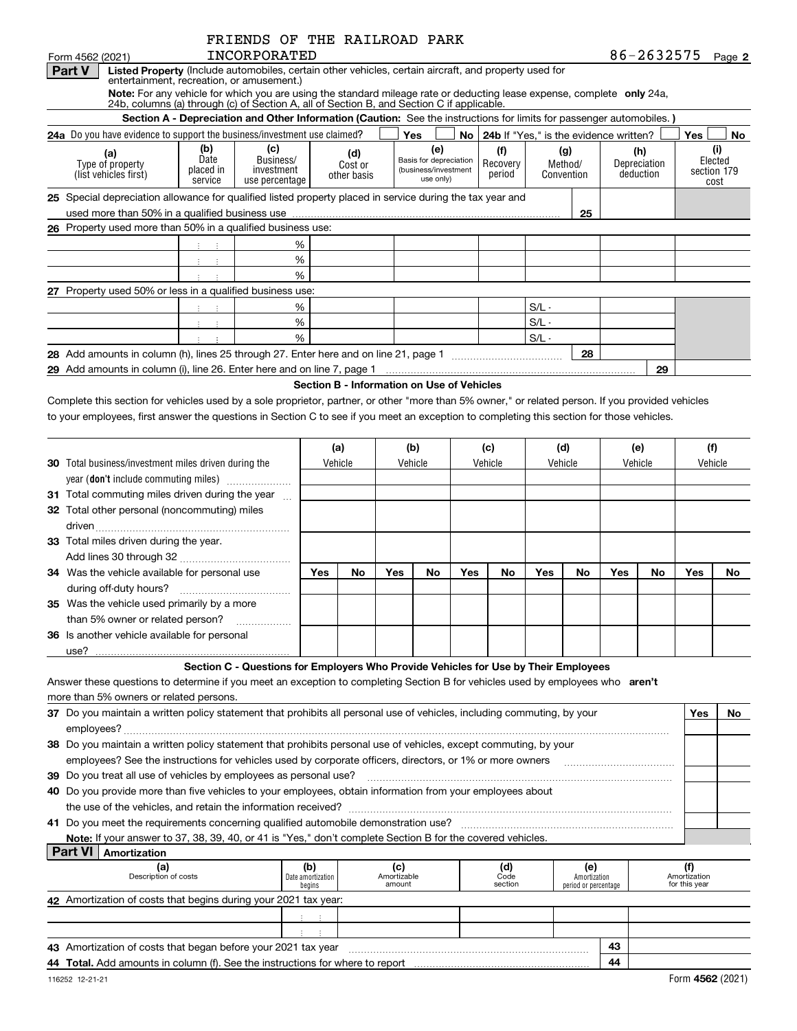Form 4562 (2021) FRIENDS OF THE RAILROAD PARK INCORPORATED 86-2632575 Page **2**

**Part V** **Listed Property** (Include automobiles, certain other vehicles, certain aircraft, and property used for entertainment, recreation, or amusement.)

**Note:** For any vehicle for which you are using the standard mileage rate or deducting lease expense, complete **only** 24a, 24b, columns (a) through (c) of Section A, all of Section B, and Section C if applicable.

**Section A - Depreciation and Other Information (Caution:** See the instructions for limits for passenger automobiles.**)**

**24a** Do you have evidence to support the business/investment use claimed? Yes No **24b** If "Yes," is the evidence written? Yes No

| (a) Type of property (list vehicles first) | (b) Date placed in service | (c) Business/ investment use percentage | (d) Cost or other basis | (e) Basis for depreciation (business/investment use only) | (f) Recovery period | (g) Method/ Convention | (h) Depreciation deduction | (i) Elected section 179 cost |
|---|---|---|---|---|---|---|---|---|
| **25** Special depreciation allowance for qualified listed property placed in service during the tax year and used more than 50% in a qualified business use | | | | | | 25 | | |
| **26** Property used more than 50% in a qualified business use: | | | | | | | | |
| | | % | | | | | | |
| | | % | | | | | | |
| | | % | | | | | | |
| **27** Property used 50% or less in a qualified business use: | | | | | | | | |
| | | % | | | | S/L - | | |
| | | % | | | | S/L - | | |
| | | % | | | | S/L - | | |
| **28** Add amounts in column (h), lines 25 through 27. Enter here and on line 21, page 1 | | | | | | 28 | | |
| **29** Add amounts in column (i), line 26. Enter here and on line 7, page 1 | | | | | | | 29 | |

**Section B - Information on Use of Vehicles**

Complete this section for vehicles used by a sole proprietor, partner, or other "more than 5% owner," or related person. If you provided vehicles to your employees, first answer the questions in Section C to see if you meet an exception to completing this section for those vehicles.

| | (a) Vehicle | | (b) Vehicle | | (c) Vehicle | | (d) Vehicle | | (e) Vehicle | | (f) Vehicle | |
|---|---|---|---|---|---|---|---|---|---|---|---|---|
| **30** Total business/investment miles driven during the year (**don't** include commuting miles) | | | | | | | | | | | | |
| **31** Total commuting miles driven during the year | | | | | | | | | | | | |
| **32** Total other personal (noncommuting) miles driven | | | | | | | | | | | | |
| **33** Total miles driven during the year. Add lines 30 through 32 | | | | | | | | | | | | |
| | Yes | No | Yes | No | Yes | No | Yes | No | Yes | No | Yes | No |
| **34** Was the vehicle available for personal use during off-duty hours? | | | | | | | | | | | | |
| **35** Was the vehicle used primarily by a more than 5% owner or related person? | | | | | | | | | | | | |
| **36** Is another vehicle available for personal use? | | | | | | | | | | | | |

**Section C - Questions for Employers Who Provide Vehicles for Use by Their Employees**

Answer these questions to determine if you meet an exception to completing Section B for vehicles used by employees who **aren't** more than 5% owners or related persons.

| | Yes | No |
|---|---|---|
| **37** Do you maintain a written policy statement that prohibits all personal use of vehicles, including commuting, by your employees? | | |
| **38** Do you maintain a written policy statement that prohibits personal use of vehicles, except commuting, by your employees? See the instructions for vehicles used by corporate officers, directors, or 1% or more owners | | |
| **39** Do you treat all use of vehicles by employees as personal use? | | |
| **40** Do you provide more than five vehicles to your employees, obtain information from your employees about the use of the vehicles, and retain the information received? | | |
| **41** Do you meet the requirements concerning qualified automobile demonstration use? | | |

**Note:** If your answer to 37, 38, 39, 40, or 41 is "Yes," don't complete Section B for the covered vehicles.

**Part VI** **Amortization**

| (a) Description of costs | (b) Date amortization begins | (c) Amortizable amount | (d) Code section | (e) Amortization period or percentage | (f) Amortization for this year |
|---|---|---|---|---|---|
| **42** Amortization of costs that begins during your 2021 tax year: | | | | | |
| | | | | | |
| | | | | | |
| **43** Amortization of costs that began before your 2021 tax year | | | | 43 | |
| **44 Total.** Add amounts in column (f). See the instructions for where to report | | | | 44 | |

116252 12-21-21 Form **4562** (2021)